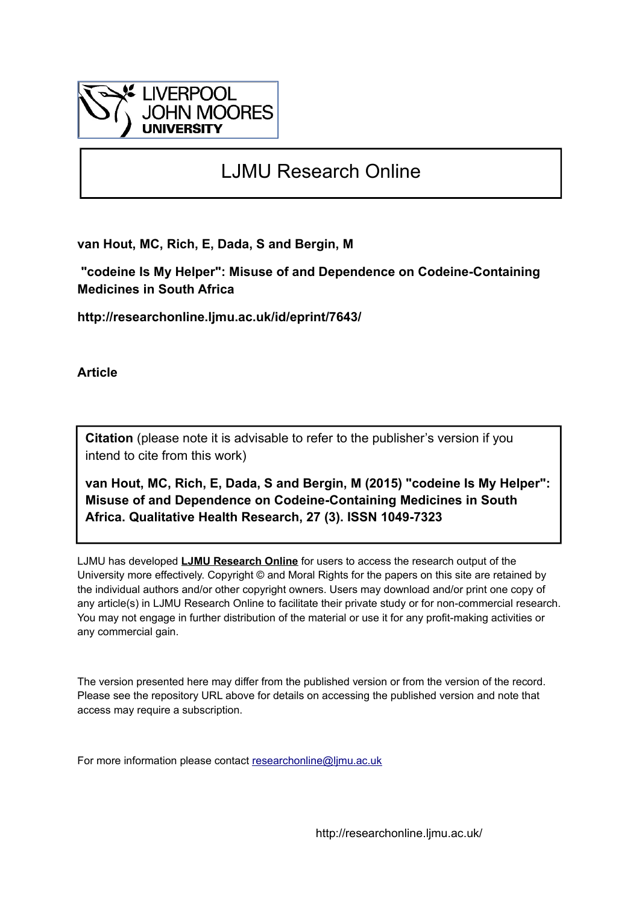LIVERPOOL JOHN MOORES UNIVERSITY

# LJMU Research Online

**van Hout, MC, Rich, E, Dada, S and Bergin, M**

**"codeine Is My Helper": Misuse of and Dependence on Codeine-Containing Medicines in South Africa**

**http://researchonline.ljmu.ac.uk/id/eprint/7643/**

**Article**

**Citation** (please note it is advisable to refer to the publisher's version if you intend to cite from this work)

**van Hout, MC, Rich, E, Dada, S and Bergin, M (2015) "codeine Is My Helper": Misuse of and Dependence on Codeine-Containing Medicines in South Africa. Qualitative Health Research, 27 (3). ISSN 1049-7323**

LJMU has developed **LJMU Research Online** for users to access the research output of the University more effectively. Copyright © and Moral Rights for the papers on this site are retained by the individual authors and/or other copyright owners. Users may download and/or print one copy of any article(s) in LJMU Research Online to facilitate their private study or for non-commercial research. You may not engage in further distribution of the material or use it for any profit-making activities or any commercial gain.

The version presented here may differ from the published version or from the version of the record. Please see the repository URL above for details on accessing the published version and note that access may require a subscription.

For more information please contact researchonline@ljmu.ac.uk

http://researchonline.ljmu.ac.uk/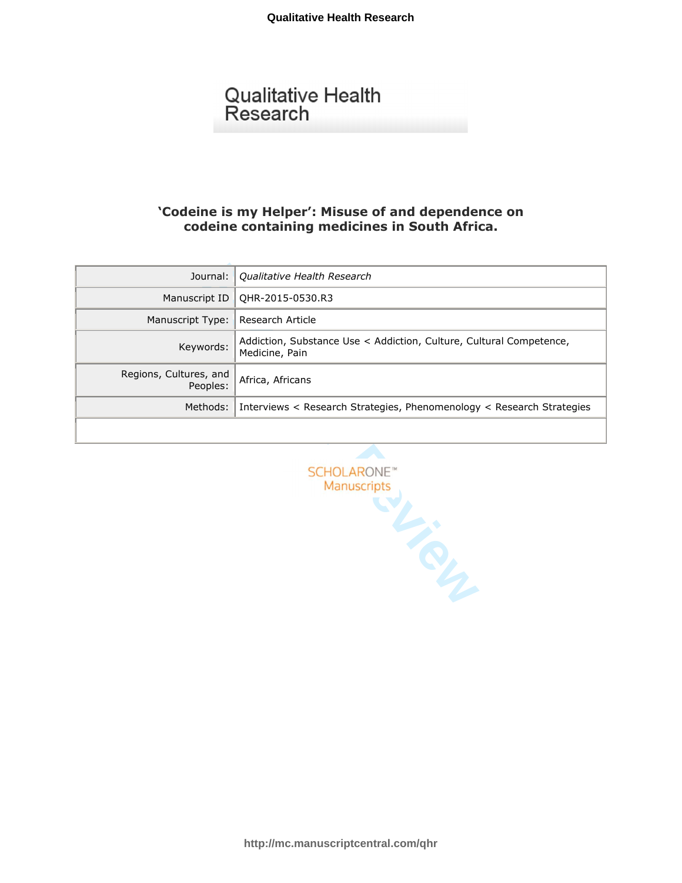# Qualitative Health Research

## 'Codeine is my Helper': Misuse of and dependence on codeine containing medicines in South Africa.

| | |
|---|---|
| Journal: | *Qualitative Health Research* |
| Manuscript ID | QHR-2015-0530.R3 |
| Manuscript Type: | Research Article |
| Keywords: | Addiction, Substance Use < Addiction, Culture, Cultural Competence, Medicine, Pain |
| Regions, Cultures, and Peoples: | Africa, Africans |
| Methods: | Interviews < Research Strategies, Phenomenology < Research Strategies |

SCHOLARONE™ Manuscripts

http://mc.manuscriptcentral.com/qhr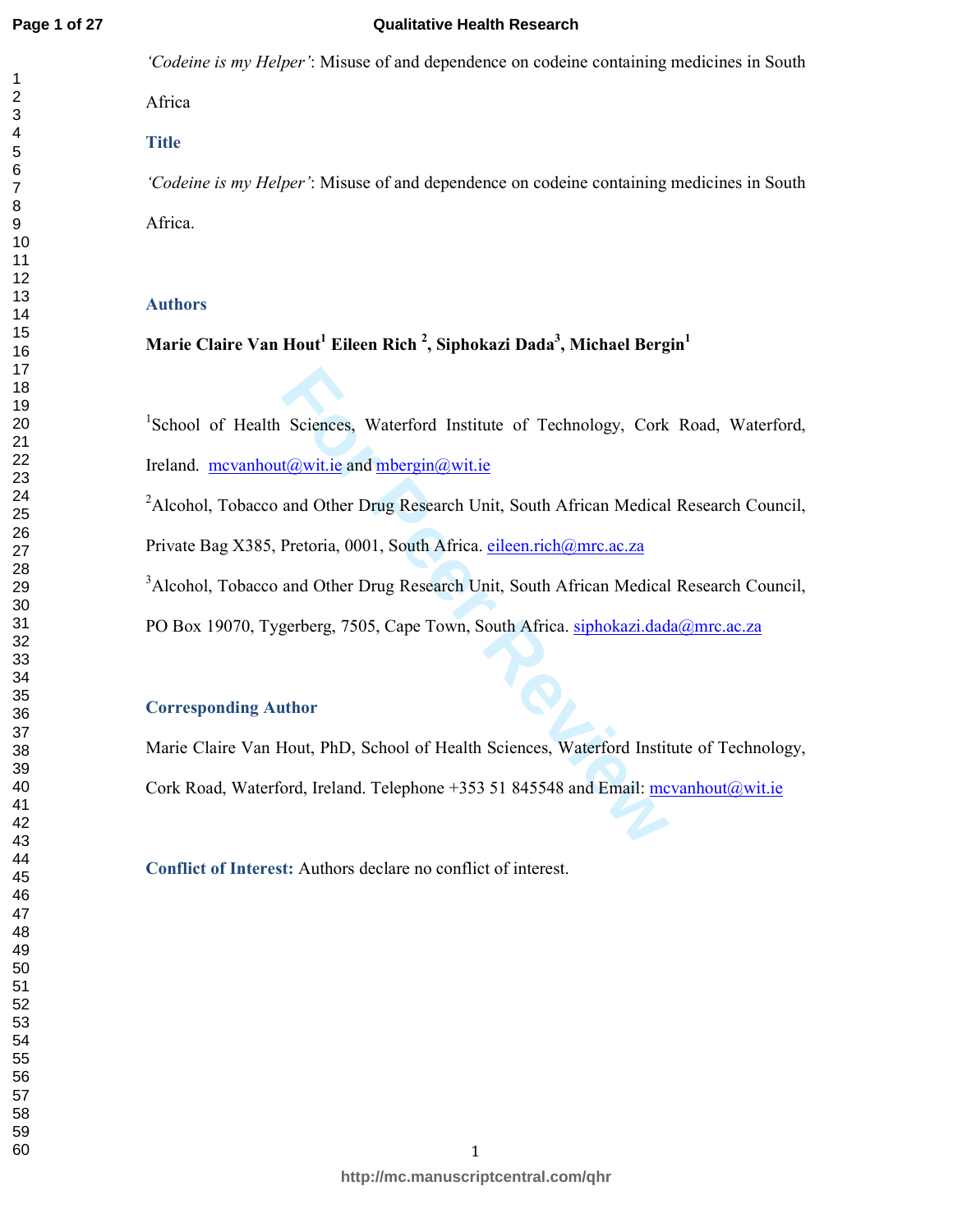*'Codeine is my Helper'*: Misuse of and dependence on codeine containing medicines in South Africa

## Title

*'Codeine is my Helper'*: Misuse of and dependence on codeine containing medicines in South Africa.

## Authors

**Marie Claire Van Hout[1] Eileen Rich [2], Siphokazi Dada[3], Michael Bergin[1]**

[1]School of Health Sciences, Waterford Institute of Technology, Cork Road, Waterford, Ireland. mcvanhout@wit.ie and mbergin@wit.ie

[2]Alcohol, Tobacco and Other Drug Research Unit, South African Medical Research Council, Private Bag X385, Pretoria, 0001, South Africa. eileen.rich@mrc.ac.za

[3]Alcohol, Tobacco and Other Drug Research Unit, South African Medical Research Council, PO Box 19070, Tygerberg, 7505, Cape Town, South Africa. siphokazi.dada@mrc.ac.za

## Corresponding Author

Marie Claire Van Hout, PhD, School of Health Sciences, Waterford Institute of Technology, Cork Road, Waterford, Ireland. Telephone +353 51 845548 and Email: mcvanhout@wit.ie

**Conflict of Interest:** Authors declare no conflict of interest.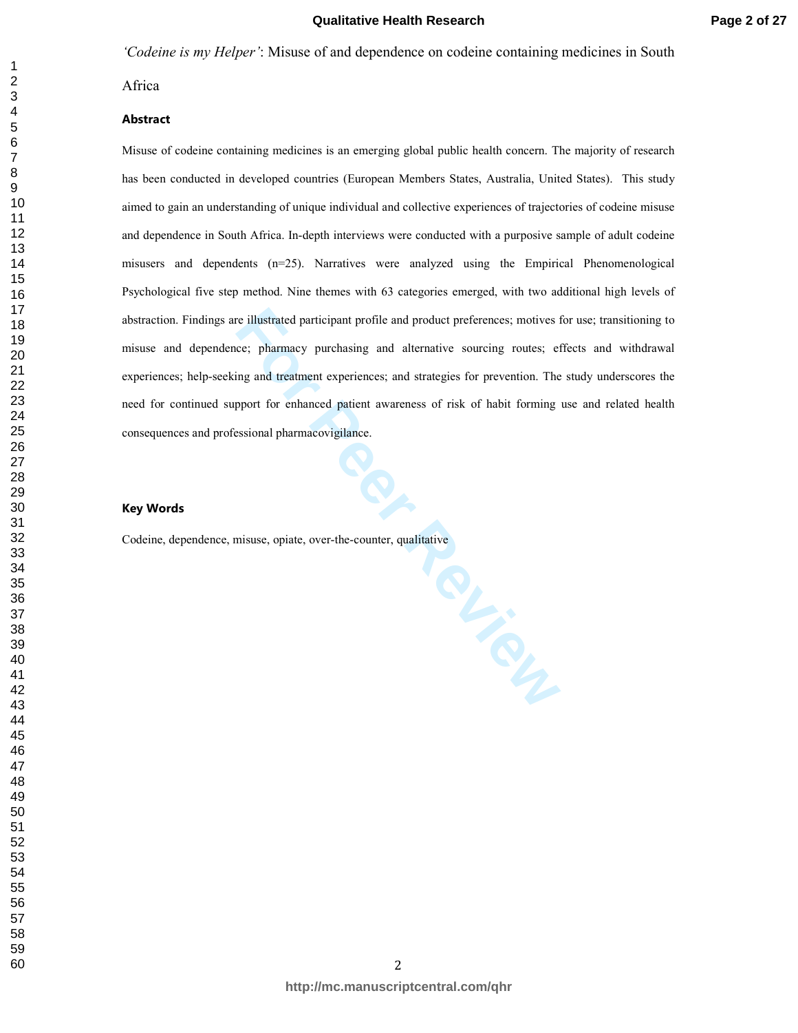*'Codeine is my Helper'*: Misuse of and dependence on codeine containing medicines in South Africa

## Abstract

Misuse of codeine containing medicines is an emerging global public health concern. The majority of research has been conducted in developed countries (European Members States, Australia, United States). This study aimed to gain an understanding of unique individual and collective experiences of trajectories of codeine misuse and dependence in South Africa. In-depth interviews were conducted with a purposive sample of adult codeine misusers and dependents (n=25). Narratives were analyzed using the Empirical Phenomenological Psychological five step method. Nine themes with 63 categories emerged, with two additional high levels of abstraction. Findings are illustrated participant profile and product preferences; motives for use; transitioning to misuse and dependence; pharmacy purchasing and alternative sourcing routes; effects and withdrawal experiences; help-seeking and treatment experiences; and strategies for prevention. The study underscores the need for continued support for enhanced patient awareness of risk of habit forming use and related health consequences and professional pharmacovigilance.

## Key Words

Codeine, dependence, misuse, opiate, over-the-counter, qualitative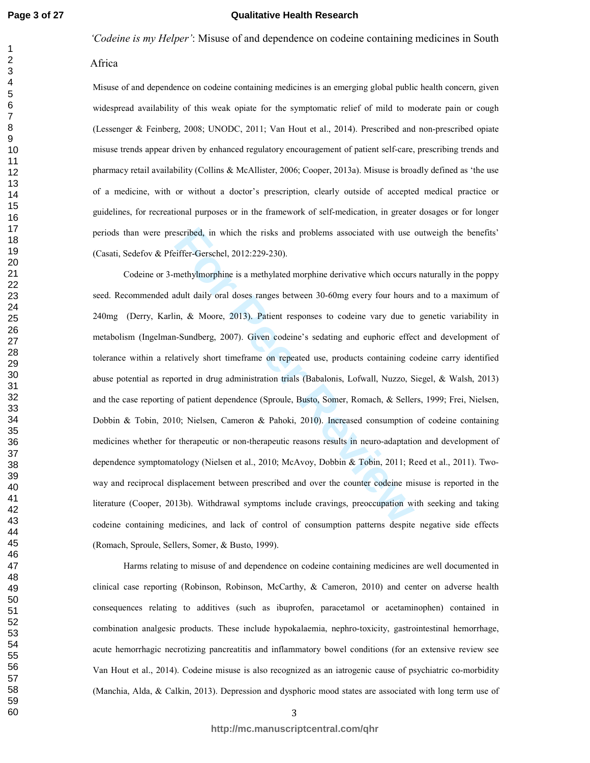*'Codeine is my Helper'*: Misuse of and dependence on codeine containing medicines in South Africa

Misuse of and dependence on codeine containing medicines is an emerging global public health concern, given widespread availability of this weak opiate for the symptomatic relief of mild to moderate pain or cough (Lessenger & Feinberg, 2008; UNODC, 2011; Van Hout et al., 2014). Prescribed and non-prescribed opiate misuse trends appear driven by enhanced regulatory encouragement of patient self-care, prescribing trends and pharmacy retail availability (Collins & McAllister, 2006; Cooper, 2013a). Misuse is broadly defined as 'the use of a medicine, with or without a doctor's prescription, clearly outside of accepted medical practice or guidelines, for recreational purposes or in the framework of self-medication, in greater dosages or for longer periods than were prescribed, in which the risks and problems associated with use outweigh the benefits' (Casati, Sedefov & Pfeiffer-Gerschel, 2012:229-230).

Codeine or 3-methylmorphine is a methylated morphine derivative which occurs naturally in the poppy seed. Recommended adult daily oral doses ranges between 30-60mg every four hours and to a maximum of 240mg (Derry, Karlin, & Moore, 2013). Patient responses to codeine vary due to genetic variability in metabolism (Ingelman-Sundberg, 2007). Given codeine's sedating and euphoric effect and development of tolerance within a relatively short timeframe on repeated use, products containing codeine carry identified abuse potential as reported in drug administration trials (Babalonis, Lofwall, Nuzzo, Siegel, & Walsh, 2013) and the case reporting of patient dependence (Sproule, Busto, Somer, Romach, & Sellers, 1999; Frei, Nielsen, Dobbin & Tobin, 2010; Nielsen, Cameron & Pahoki, 2010). Increased consumption of codeine containing medicines whether for therapeutic or non-therapeutic reasons results in neuro-adaptation and development of dependence symptomatology (Nielsen et al., 2010; McAvoy, Dobbin & Tobin, 2011; Reed et al., 2011). Two-way and reciprocal displacement between prescribed and over the counter codeine misuse is reported in the literature (Cooper, 2013b). Withdrawal symptoms include cravings, preoccupation with seeking and taking codeine containing medicines, and lack of control of consumption patterns despite negative side effects (Romach, Sproule, Sellers, Somer, & Busto, 1999).

Harms relating to misuse of and dependence on codeine containing medicines are well documented in clinical case reporting (Robinson, Robinson, McCarthy, & Cameron, 2010) and center on adverse health consequences relating to additives (such as ibuprofen, paracetamol or acetaminophen) contained in combination analgesic products. These include hypokalaemia, nephro-toxicity, gastrointestinal hemorrhage, acute hemorrhagic necrotizing pancreatitis and inflammatory bowel conditions (for an extensive review see Van Hout et al., 2014). Codeine misuse is also recognized as an iatrogenic cause of psychiatric co-morbidity (Manchia, Alda, & Calkin, 2013). Depression and dysphoric mood states are associated with long term use of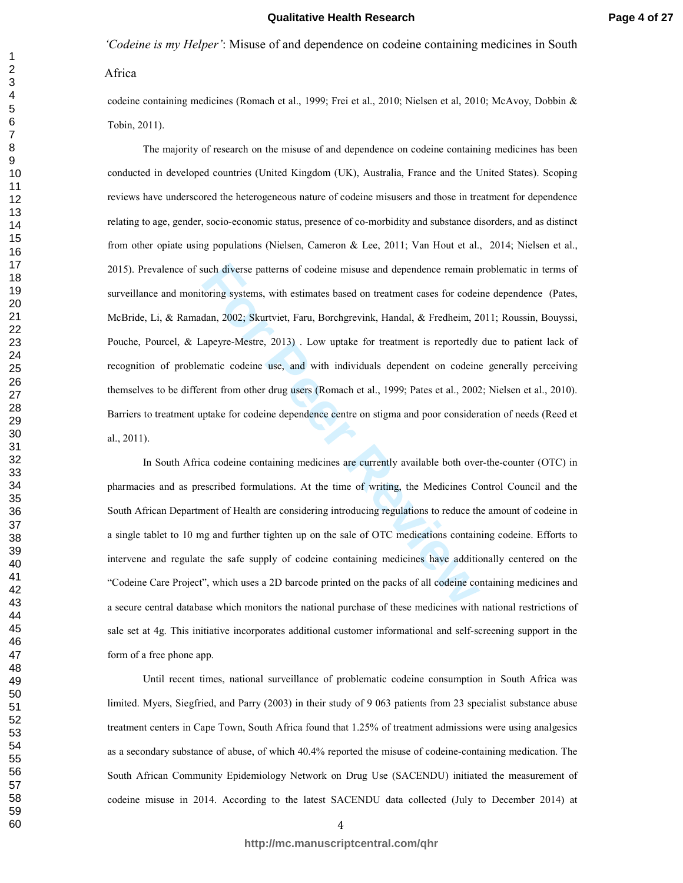codeine containing medicines (Romach et al., 1999; Frei et al., 2010; Nielsen et al, 2010; McAvoy, Dobbin & Tobin, 2011).

The majority of research on the misuse of and dependence on codeine containing medicines has been conducted in developed countries (United Kingdom (UK), Australia, France and the United States). Scoping reviews have underscored the heterogeneous nature of codeine misusers and those in treatment for dependence relating to age, gender, socio-economic status, presence of co-morbidity and substance disorders, and as distinct from other opiate using populations (Nielsen, Cameron & Lee, 2011; Van Hout et al., 2014; Nielsen et al., 2015). Prevalence of such diverse patterns of codeine misuse and dependence remain problematic in terms of surveillance and monitoring systems, with estimates based on treatment cases for codeine dependence (Pates, McBride, Li, & Ramadan, 2002; Skurtveit, Faru, Borchgrevink, Handal, & Fredheim, 2011; Roussin, Bouyssi, Pouche, Pourcel, & Lapeyre-Mestre, 2013) . Low uptake for treatment is reportedly due to patient lack of recognition of problematic codeine use, and with individuals dependent on codeine generally perceiving themselves to be different from other drug users (Romach et al., 1999; Pates et al., 2002; Nielsen et al., 2010). Barriers to treatment uptake for codeine dependence centre on stigma and poor consideration of needs (Reed et al., 2011).

In South Africa codeine containing medicines are currently available both over-the-counter (OTC) in pharmacies and as prescribed formulations. At the time of writing, the Medicines Control Council and the South African Department of Health are considering introducing regulations to reduce the amount of codeine in a single tablet to 10 mg and further tighten up on the sale of OTC medications containing codeine. Efforts to intervene and regulate the safe supply of codeine containing medicines have additionally centered on the "Codeine Care Project", which uses a 2D barcode printed on the packs of all codeine containing medicines and a secure central database which monitors the national purchase of these medicines with national restrictions of sale set at 4g. This initiative incorporates additional customer informational and self-screening support in the form of a free phone app.

Until recent times, national surveillance of problematic codeine consumption in South Africa was limited. Myers, Siegfried, and Parry (2003) in their study of 9 063 patients from 23 specialist substance abuse treatment centers in Cape Town, South Africa found that 1.25% of treatment admissions were using analgesics as a secondary substance of abuse, of which 40.4% reported the misuse of codeine-containing medication. The South African Community Epidemiology Network on Drug Use (SACENDU) initiated the measurement of codeine misuse in 2014. According to the latest SACENDU data collected (July to December 2014) at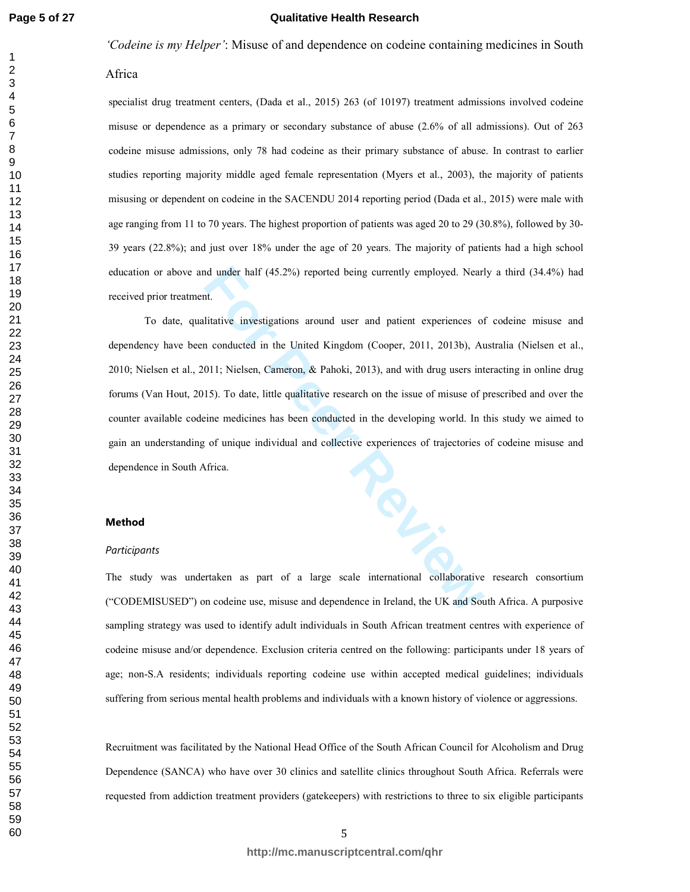*'Codeine is my Helper'*: Misuse of and dependence on codeine containing medicines in South Africa

specialist drug treatment centers, (Dada et al., 2015) 263 (of 10197) treatment admissions involved codeine misuse or dependence as a primary or secondary substance of abuse (2.6% of all admissions). Out of 263 codeine misuse admissions, only 78 had codeine as their primary substance of abuse. In contrast to earlier studies reporting majority middle aged female representation (Myers et al., 2003), the majority of patients misusing or dependent on codeine in the SACENDU 2014 reporting period (Dada et al., 2015) were male with age ranging from 11 to 70 years. The highest proportion of patients was aged 20 to 29 (30.8%), followed by 30-39 years (22.8%); and just over 18% under the age of 20 years. The majority of patients had a high school education or above and under half (45.2%) reported being currently employed. Nearly a third (34.4%) had received prior treatment.

To date, qualitative investigations around user and patient experiences of codeine misuse and dependency have been conducted in the United Kingdom (Cooper, 2011, 2013b), Australia (Nielsen et al., 2010; Nielsen et al., 2011; Nielsen, Cameron, & Pahoki, 2013), and with drug users interacting in online drug forums (Van Hout, 2015). To date, little qualitative research on the issue of misuse of prescribed and over the counter available codeine medicines has been conducted in the developing world. In this study we aimed to gain an understanding of unique individual and collective experiences of trajectories of codeine misuse and dependence in South Africa.

## Method

### *Participants*

The study was undertaken as part of a large scale international collaborative research consortium ("CODEMISUSED") on codeine use, misuse and dependence in Ireland, the UK and South Africa. A purposive sampling strategy was used to identify adult individuals in South African treatment centres with experience of codeine misuse and/or dependence. Exclusion criteria centred on the following: participants under 18 years of age; non-S.A residents; individuals reporting codeine use within accepted medical guidelines; individuals suffering from serious mental health problems and individuals with a known history of violence or aggressions.

Recruitment was facilitated by the National Head Office of the South African Council for Alcoholism and Drug Dependence (SANCA) who have over 30 clinics and satellite clinics throughout South Africa. Referrals were requested from addiction treatment providers (gatekeepers) with restrictions to three to six eligible participants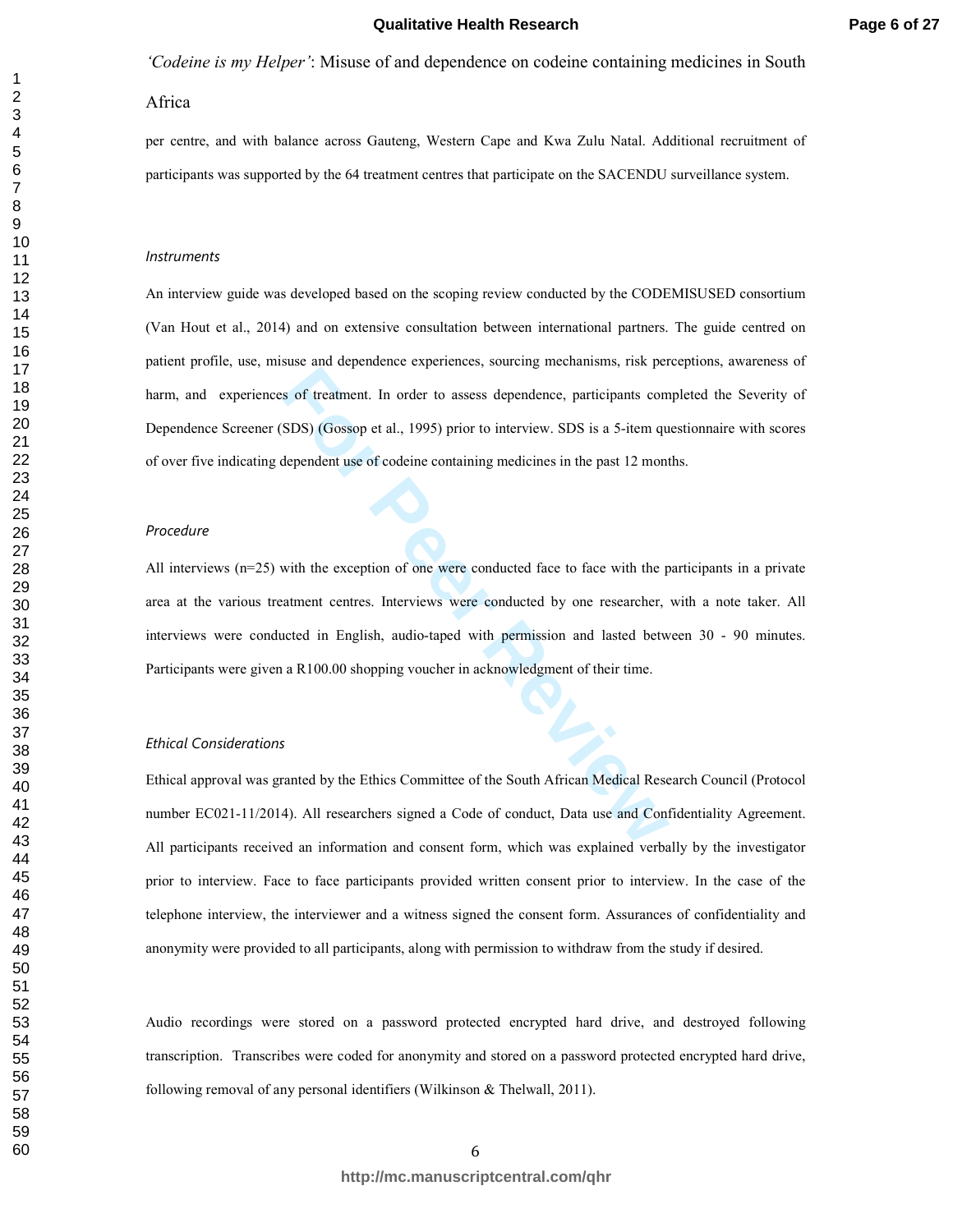per centre, and with balance across Gauteng, Western Cape and Kwa Zulu Natal. Additional recruitment of participants was supported by the 64 treatment centres that participate on the SACENDU surveillance system.

*Instruments*

An interview guide was developed based on the scoping review conducted by the CODEMISUSED consortium (Van Hout et al., 2014) and on extensive consultation between international partners. The guide centred on patient profile, use, misuse and dependence experiences, sourcing mechanisms, risk perceptions, awareness of harm, and experiences of treatment. In order to assess dependence, participants completed the Severity of Dependence Screener (SDS) (Gossop et al., 1995) prior to interview. SDS is a 5-item questionnaire with scores of over five indicating dependent use of codeine containing medicines in the past 12 months.

*Procedure*

All interviews (n=25) with the exception of one were conducted face to face with the participants in a private area at the various treatment centres. Interviews were conducted by one researcher, with a note taker. All interviews were conducted in English, audio-taped with permission and lasted between 30 - 90 minutes. Participants were given a R100.00 shopping voucher in acknowledgment of their time.

*Ethical Considerations*

Ethical approval was granted by the Ethics Committee of the South African Medical Research Council (Protocol number EC021-11/2014). All researchers signed a Code of conduct, Data use and Confidentiality Agreement. All participants received an information and consent form, which was explained verbally by the investigator prior to interview. Face to face participants provided written consent prior to interview. In the case of the telephone interview, the interviewer and a witness signed the consent form. Assurances of confidentiality and anonymity were provided to all participants, along with permission to withdraw from the study if desired.

Audio recordings were stored on a password protected encrypted hard drive, and destroyed following transcription. Transcribes were coded for anonymity and stored on a password protected encrypted hard drive, following removal of any personal identifiers (Wilkinson & Thelwall, 2011).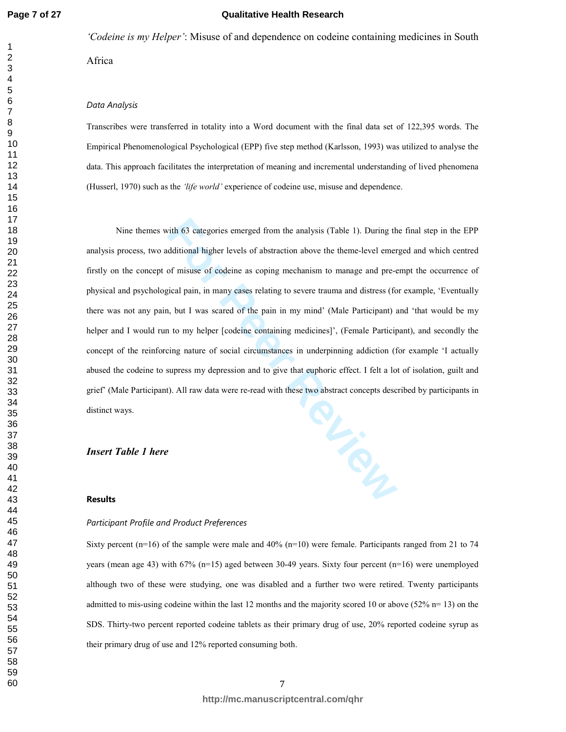*'Codeine is my Helper'*: Misuse of and dependence on codeine containing medicines in South Africa

### *Data Analysis*

Transcribes were transferred in totality into a Word document with the final data set of 122,395 words. The Empirical Phenomenological Psychological (EPP) five step method (Karlsson, 1993) was utilized to analyse the data. This approach facilitates the interpretation of meaning and incremental understanding of lived phenomena (Husserl, 1970) such as the *'life world'* experience of codeine use, misuse and dependence.

Nine themes with 63 categories emerged from the analysis (Table 1). During the final step in the EPP analysis process, two additional higher levels of abstraction above the theme-level emerged and which centred firstly on the concept of misuse of codeine as coping mechanism to manage and pre-empt the occurrence of physical and psychological pain, in many cases relating to severe trauma and distress (for example, 'Eventually there was not any pain, but I was scared of the pain in my mind' (Male Participant) and 'that would be my helper and I would run to my helper [codeine containing medicines]', (Female Participant), and secondly the concept of the reinforcing nature of social circumstances in underpinning addiction (for example 'I actually abused the codeine to supress my depression and to give that euphoric effect. I felt a lot of isolation, guilt and grief' (Male Participant). All raw data were re-read with these two abstract concepts described by participants in distinct ways.

***Insert Table 1 here***

## **Results**

### *Participant Profile and Product Preferences*

Sixty percent (n=16) of the sample were male and 40% (n=10) were female. Participants ranged from 21 to 74 years (mean age 43) with 67% (n=15) aged between 30-49 years. Sixty four percent (n=16) were unemployed although two of these were studying, one was disabled and a further two were retired. Twenty participants admitted to mis-using codeine within the last 12 months and the majority scored 10 or above (52% n= 13) on the SDS. Thirty-two percent reported codeine tablets as their primary drug of use, 20% reported codeine syrup as their primary drug of use and 12% reported consuming both.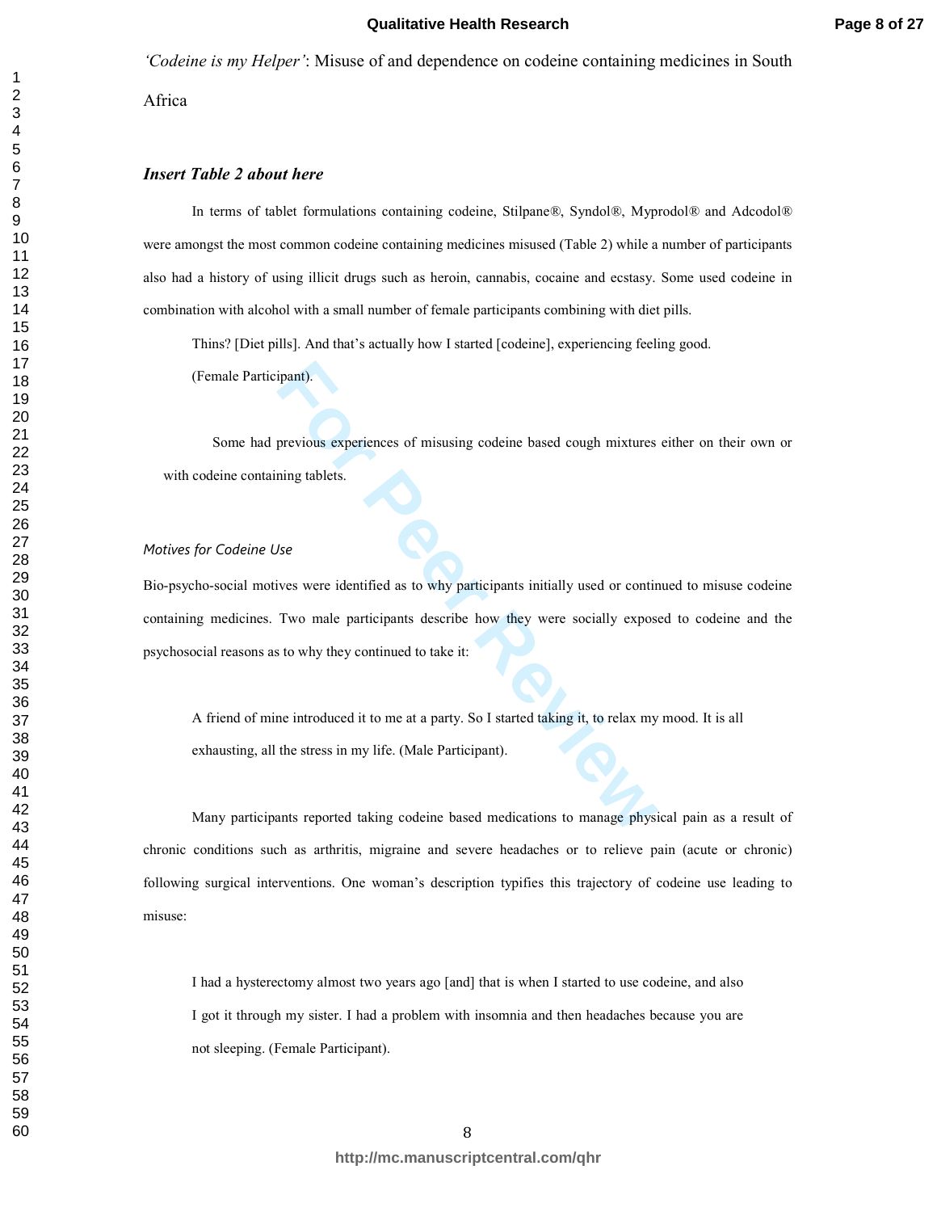*'Codeine is my Helper'*: Misuse of and dependence on codeine containing medicines in South Africa

***Insert Table 2 about here***

In terms of tablet formulations containing codeine, Stilpane®, Syndol®, Myprodol® and Adcodol® were amongst the most common codeine containing medicines misused (Table 2) while a number of participants also had a history of using illicit drugs such as heroin, cannabis, cocaine and ecstasy. Some used codeine in combination with alcohol with a small number of female participants combining with diet pills.

> Thins? [Diet pills]. And that's actually how I started [codeine], experiencing feeling good. (Female Participant).

Some had previous experiences of misusing codeine based cough mixtures either on their own or with codeine containing tablets.

*Motives for Codeine Use*

Bio-psycho-social motives were identified as to why participants initially used or continued to misuse codeine containing medicines. Two male participants describe how they were socially exposed to codeine and the psychosocial reasons as to why they continued to take it:

> A friend of mine introduced it to me at a party. So I started taking it, to relax my mood. It is all exhausting, all the stress in my life. (Male Participant).

Many participants reported taking codeine based medications to manage physical pain as a result of chronic conditions such as arthritis, migraine and severe headaches or to relieve pain (acute or chronic) following surgical interventions. One woman's description typifies this trajectory of codeine use leading to misuse:

> I had a hysterectomy almost two years ago [and] that is when I started to use codeine, and also I got it through my sister. I had a problem with insomnia and then headaches because you are not sleeping. (Female Participant).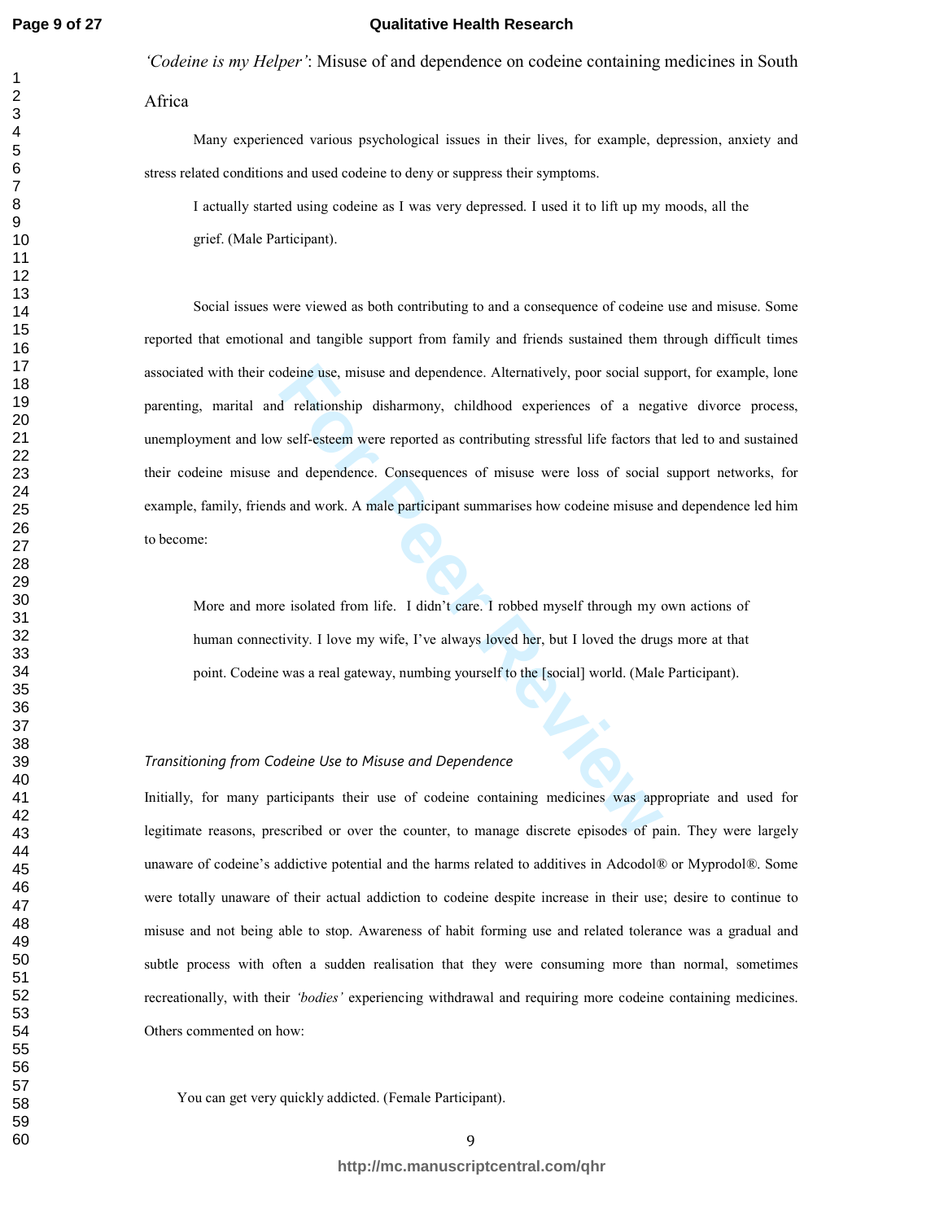*'Codeine is my Helper'*: Misuse of and dependence on codeine containing medicines in South Africa

Many experienced various psychological issues in their lives, for example, depression, anxiety and stress related conditions and used codeine to deny or suppress their symptoms.

> I actually started using codeine as I was very depressed. I used it to lift up my moods, all the grief. (Male Participant).

Social issues were viewed as both contributing to and a consequence of codeine use and misuse. Some reported that emotional and tangible support from family and friends sustained them through difficult times associated with their codeine use, misuse and dependence. Alternatively, poor social support, for example, lone parenting, marital and relationship disharmony, childhood experiences of a negative divorce process, unemployment and low self-esteem were reported as contributing stressful life factors that led to and sustained their codeine misuse and dependence. Consequences of misuse were loss of social support networks, for example, family, friends and work. A male participant summarises how codeine misuse and dependence led him to become:

> More and more isolated from life. I didn't care. I robbed myself through my own actions of human connectivity. I love my wife, I've always loved her, but I loved the drugs more at that point. Codeine was a real gateway, numbing yourself to the [social] world. (Male Participant).

### *Transitioning from Codeine Use to Misuse and Dependence*

Initially, for many participants their use of codeine containing medicines was appropriate and used for legitimate reasons, prescribed or over the counter, to manage discrete episodes of pain. They were largely unaware of codeine's addictive potential and the harms related to additives in Adcodol® or Myprodol®. Some were totally unaware of their actual addiction to codeine despite increase in their use; desire to continue to misuse and not being able to stop. Awareness of habit forming use and related tolerance was a gradual and subtle process with often a sudden realisation that they were consuming more than normal, sometimes recreationally, with their *'bodies'* experiencing withdrawal and requiring more codeine containing medicines. Others commented on how:

> You can get very quickly addicted. (Female Participant).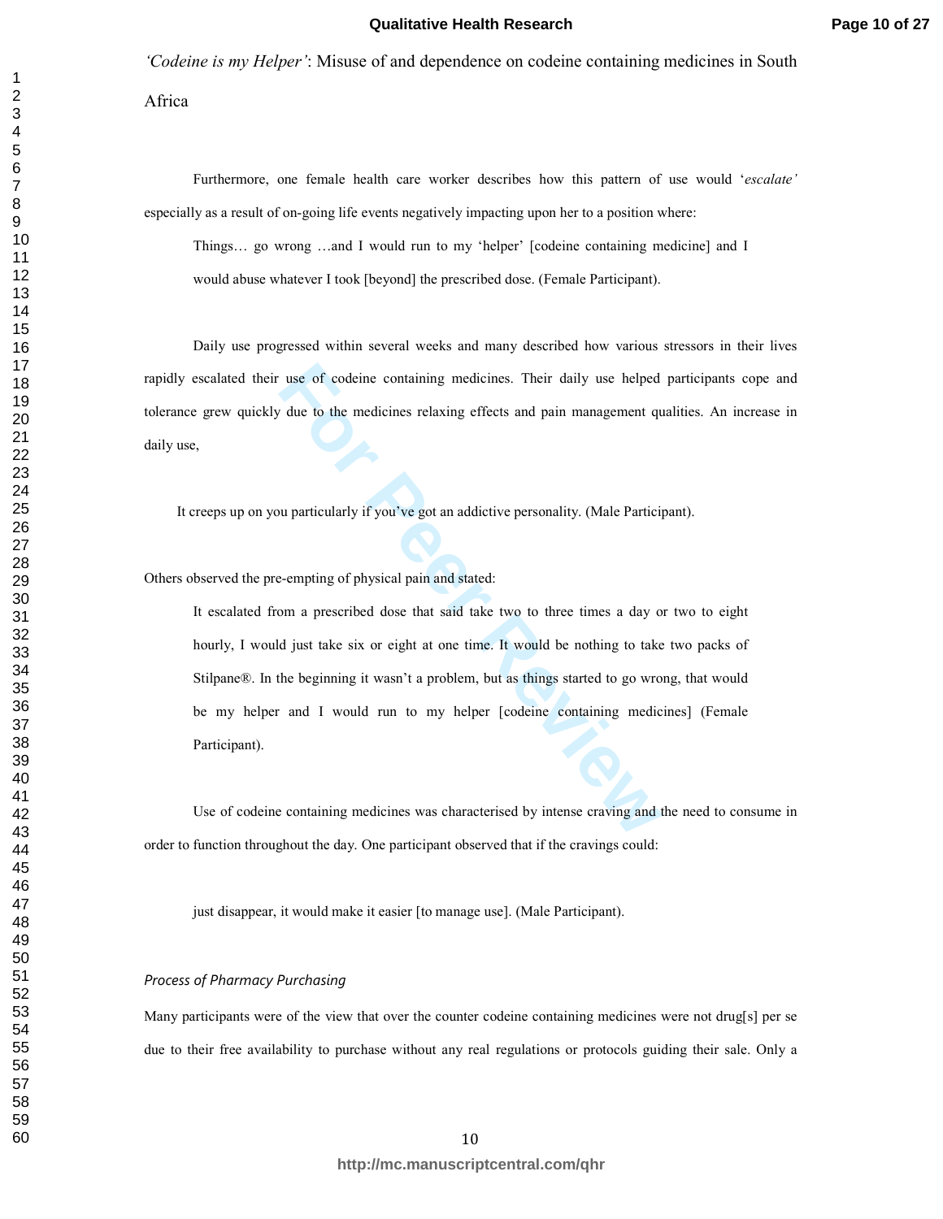*'Codeine is my Helper'*: Misuse of and dependence on codeine containing medicines in South Africa

Furthermore, one female health care worker describes how this pattern of use would '*escalate'* especially as a result of on-going life events negatively impacting upon her to a position where:

> Things… go wrong …and I would run to my 'helper' [codeine containing medicine] and I would abuse whatever I took [beyond] the prescribed dose. (Female Participant).

Daily use progressed within several weeks and many described how various stressors in their lives rapidly escalated their use of codeine containing medicines. Their daily use helped participants cope and tolerance grew quickly due to the medicines relaxing effects and pain management qualities. An increase in daily use,

> It creeps up on you particularly if you've got an addictive personality. (Male Participant).

Others observed the pre-empting of physical pain and stated:

> It escalated from a prescribed dose that said take two to three times a day or two to eight hourly, I would just take six or eight at one time. It would be nothing to take two packs of Stilpane®. In the beginning it wasn't a problem, but as things started to go wrong, that would be my helper and I would run to my helper [codeine containing medicines] (Female Participant).

Use of codeine containing medicines was characterised by intense craving and the need to consume in order to function throughout the day. One participant observed that if the cravings could:

> just disappear, it would make it easier [to manage use]. (Male Participant).

*Process of Pharmacy Purchasing*

Many participants were of the view that over the counter codeine containing medicines were not drug[s] per se due to their free availability to purchase without any real regulations or protocols guiding their sale. Only a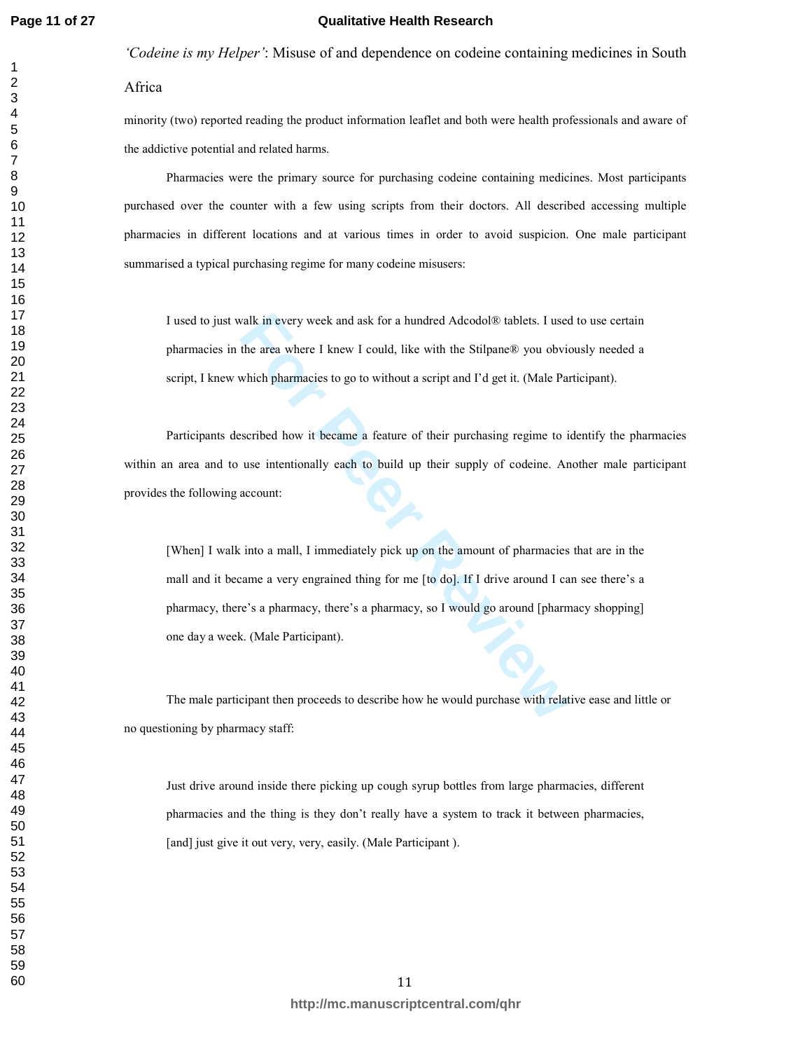minority (two) reported reading the product information leaflet and both were health professionals and aware of the addictive potential and related harms.

Pharmacies were the primary source for purchasing codeine containing medicines. Most participants purchased over the counter with a few using scripts from their doctors. All described accessing multiple pharmacies in different locations and at various times in order to avoid suspicion. One male participant summarised a typical purchasing regime for many codeine misusers:

> I used to just walk in every week and ask for a hundred Adcodol® tablets. I used to use certain pharmacies in the area where I knew I could, like with the Stilpane® you obviously needed a script, I knew which pharmacies to go to without a script and I'd get it. (Male Participant).

Participants described how it became a feature of their purchasing regime to identify the pharmacies within an area and to use intentionally each to build up their supply of codeine. Another male participant provides the following account:

> [When] I walk into a mall, I immediately pick up on the amount of pharmacies that are in the mall and it became a very engrained thing for me [to do]. If I drive around I can see there's a pharmacy, there's a pharmacy, there's a pharmacy, so I would go around [pharmacy shopping] one day a week. (Male Participant).

The male participant then proceeds to describe how he would purchase with relative ease and little or no questioning by pharmacy staff:

> Just drive around inside there picking up cough syrup bottles from large pharmacies, different pharmacies and the thing is they don't really have a system to track it between pharmacies, [and] just give it out very, very, easily. (Male Participant ).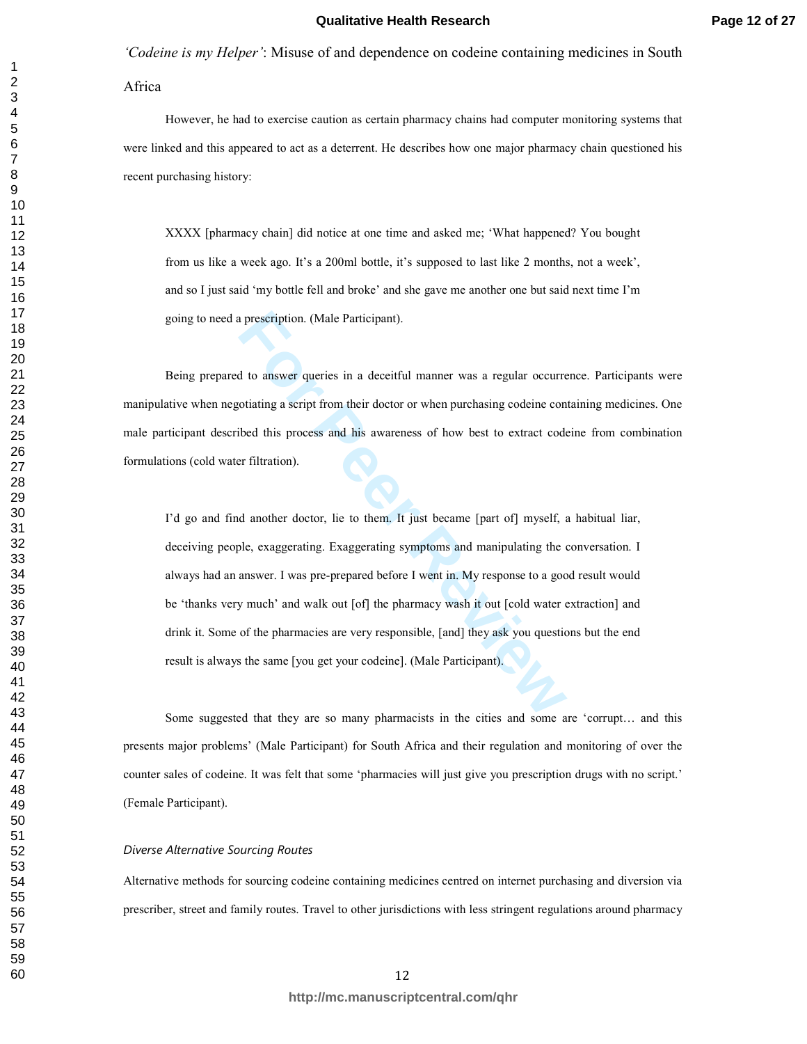However, he had to exercise caution as certain pharmacy chains had computer monitoring systems that were linked and this appeared to act as a deterrent. He describes how one major pharmacy chain questioned his recent purchasing history:

> XXXX [pharmacy chain] did notice at one time and asked me; 'What happened? You bought from us like a week ago. It's a 200ml bottle, it's supposed to last like 2 months, not a week', and so I just said 'my bottle fell and broke' and she gave me another one but said next time I'm going to need a prescription. (Male Participant).

Being prepared to answer queries in a deceitful manner was a regular occurrence. Participants were manipulative when negotiating a script from their doctor or when purchasing codeine containing medicines. One male participant described this process and his awareness of how best to extract codeine from combination formulations (cold water filtration).

> I'd go and find another doctor, lie to them. It just became [part of] myself, a habitual liar, deceiving people, exaggerating. Exaggerating symptoms and manipulating the conversation. I always had an answer. I was pre-prepared before I went in. My response to a good result would be 'thanks very much' and walk out [of] the pharmacy wash it out [cold water extraction] and drink it. Some of the pharmacies are very responsible, [and] they ask you questions but the end result is always the same [you get your codeine]. (Male Participant).

Some suggested that they are so many pharmacists in the cities and some are 'corrupt… and this presents major problems' (Male Participant) for South Africa and their regulation and monitoring of over the counter sales of codeine. It was felt that some 'pharmacies will just give you prescription drugs with no script.' (Female Participant).

### *Diverse Alternative Sourcing Routes*

Alternative methods for sourcing codeine containing medicines centred on internet purchasing and diversion via prescriber, street and family routes. Travel to other jurisdictions with less stringent regulations around pharmacy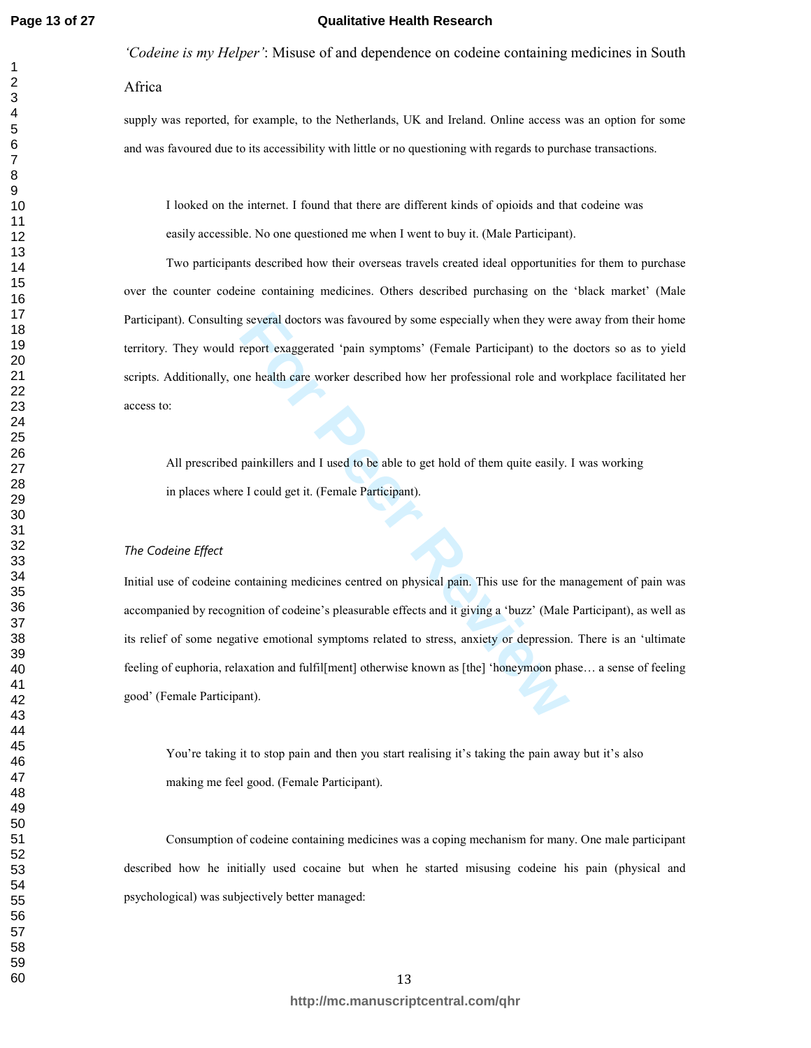supply was reported, for example, to the Netherlands, UK and Ireland. Online access was an option for some and was favoured due to its accessibility with little or no questioning with regards to purchase transactions.

> I looked on the internet. I found that there are different kinds of opioids and that codeine was easily accessible. No one questioned me when I went to buy it. (Male Participant).

Two participants described how their overseas travels created ideal opportunities for them to purchase over the counter codeine containing medicines. Others described purchasing on the 'black market' (Male Participant). Consulting several doctors was favoured by some especially when they were away from their home territory. They would report exaggerated 'pain symptoms' (Female Participant) to the doctors so as to yield scripts. Additionally, one health care worker described how her professional role and workplace facilitated her access to:

> All prescribed painkillers and I used to be able to get hold of them quite easily. I was working in places where I could get it. (Female Participant).

*The Codeine Effect*

Initial use of codeine containing medicines centred on physical pain. This use for the management of pain was accompanied by recognition of codeine's pleasurable effects and it giving a 'buzz' (Male Participant), as well as its relief of some negative emotional symptoms related to stress, anxiety or depression. There is an 'ultimate feeling of euphoria, relaxation and fulfil[ment] otherwise known as [the] 'honeymoon phase… a sense of feeling good' (Female Participant).

> You're taking it to stop pain and then you start realising it's taking the pain away but it's also making me feel good. (Female Participant).

Consumption of codeine containing medicines was a coping mechanism for many. One male participant described how he initially used cocaine but when he started misusing codeine his pain (physical and psychological) was subjectively better managed: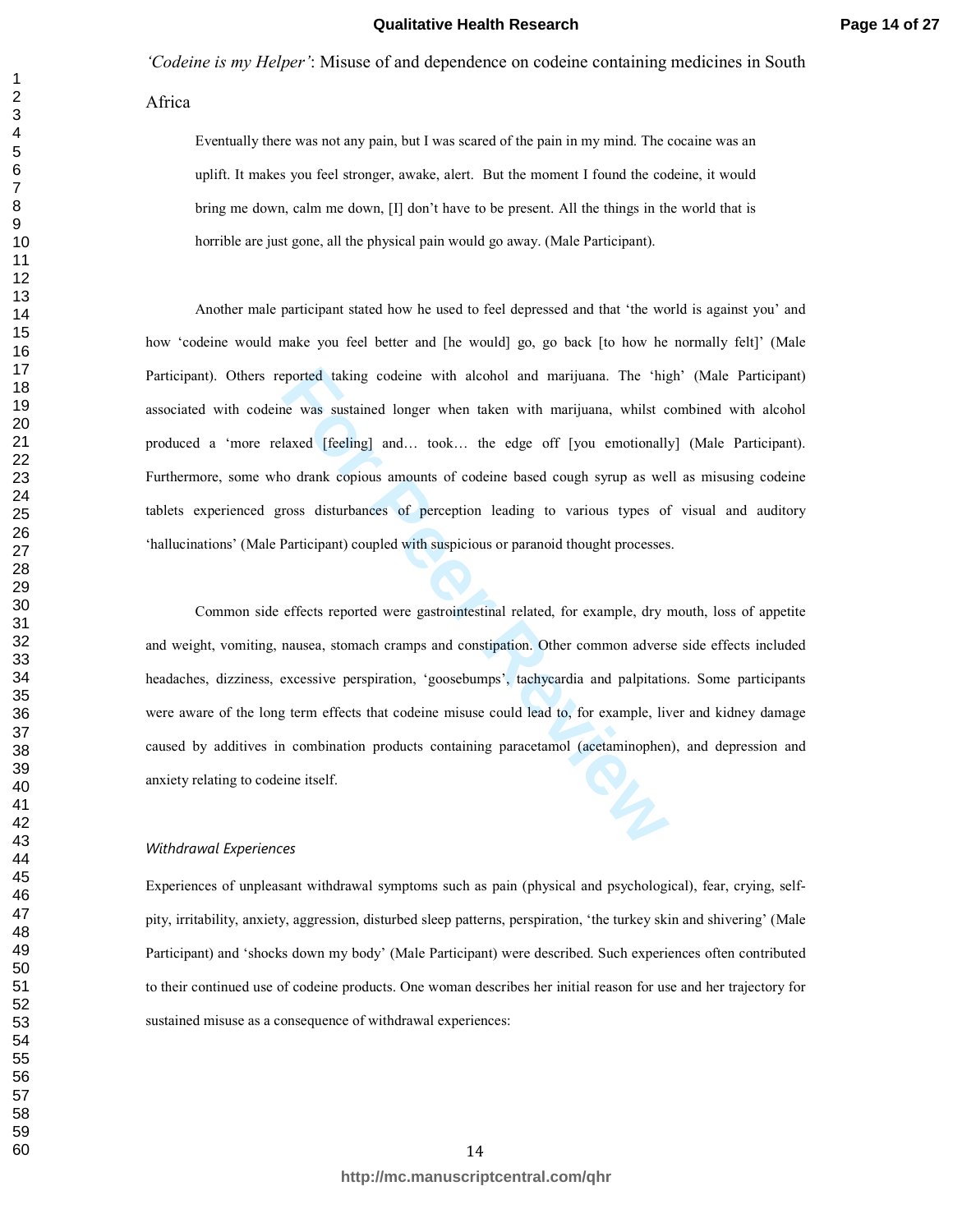Eventually there was not any pain, but I was scared of the pain in my mind. The cocaine was an uplift. It makes you feel stronger, awake, alert. But the moment I found the codeine, it would bring me down, calm me down, [I] don't have to be present. All the things in the world that is horrible are just gone, all the physical pain would go away. (Male Participant).

Another male participant stated how he used to feel depressed and that 'the world is against you' and how 'codeine would make you feel better and [he would] go, go back [to how he normally felt]' (Male Participant). Others reported taking codeine with alcohol and marijuana. The 'high' (Male Participant) associated with codeine was sustained longer when taken with marijuana, whilst combined with alcohol produced a 'more relaxed [feeling] and… took… the edge off [you emotionally] (Male Participant). Furthermore, some who drank copious amounts of codeine based cough syrup as well as misusing codeine tablets experienced gross disturbances of perception leading to various types of visual and auditory 'hallucinations' (Male Participant) coupled with suspicious or paranoid thought processes.

Common side effects reported were gastrointestinal related, for example, dry mouth, loss of appetite and weight, vomiting, nausea, stomach cramps and constipation. Other common adverse side effects included headaches, dizziness, excessive perspiration, 'goosebumps', tachycardia and palpitations. Some participants were aware of the long term effects that codeine misuse could lead to, for example, liver and kidney damage caused by additives in combination products containing paracetamol (acetaminophen), and depression and anxiety relating to codeine itself.

### *Withdrawal Experiences*

Experiences of unpleasant withdrawal symptoms such as pain (physical and psychological), fear, crying, self-pity, irritability, anxiety, aggression, disturbed sleep patterns, perspiration, 'the turkey skin and shivering' (Male Participant) and 'shocks down my body' (Male Participant) were described. Such experiences often contributed to their continued use of codeine products. One woman describes her initial reason for use and her trajectory for sustained misuse as a consequence of withdrawal experiences: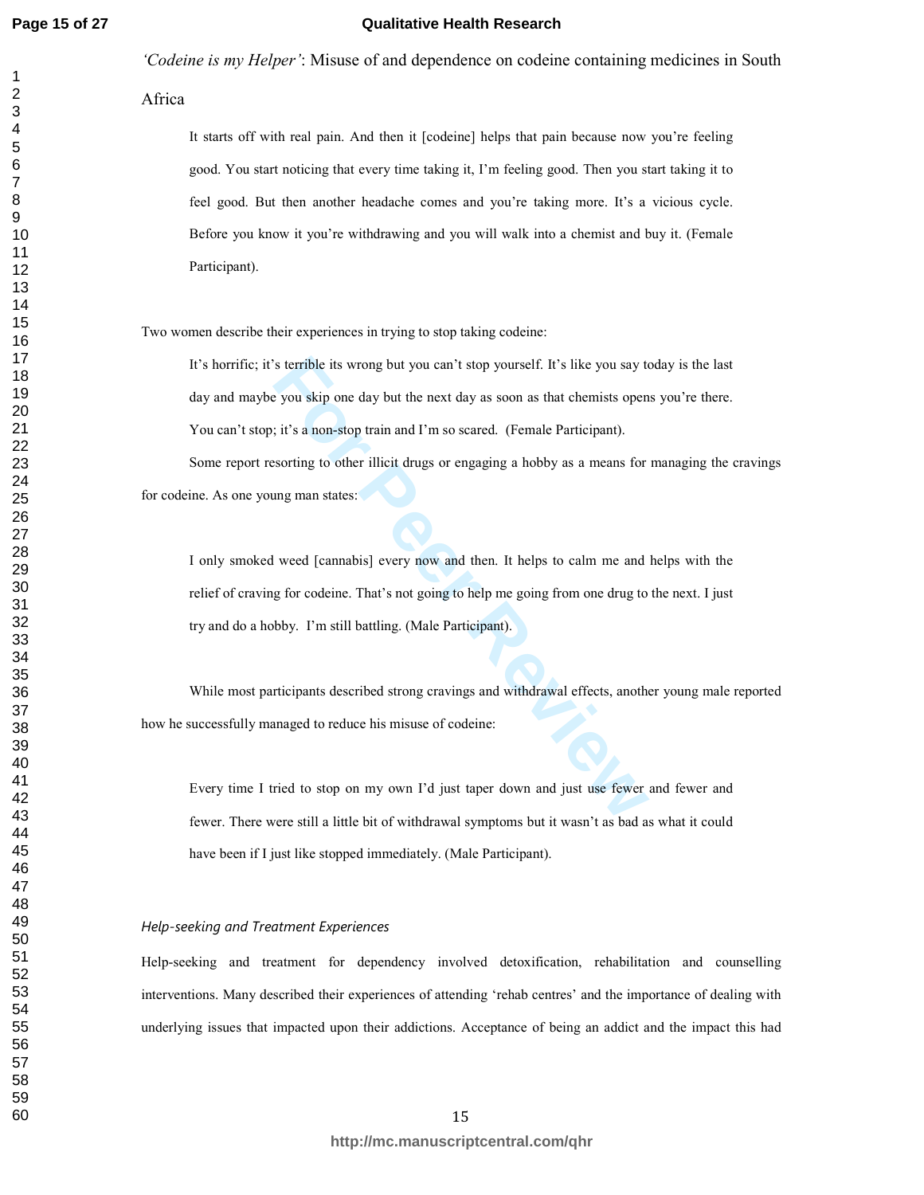*'Codeine is my Helper'*: Misuse of and dependence on codeine containing medicines in South Africa

> It starts off with real pain. And then it [codeine] helps that pain because now you're feeling good. You start noticing that every time taking it, I'm feeling good. Then you start taking it to feel good. But then another headache comes and you're taking more. It's a vicious cycle. Before you know it you're withdrawing and you will walk into a chemist and buy it. (Female Participant).

Two women describe their experiences in trying to stop taking codeine:

> It's horrific; it's terrible its wrong but you can't stop yourself. It's like you say today is the last day and maybe you skip one day but the next day as soon as that chemists opens you're there. You can't stop; it's a non-stop train and I'm so scared. (Female Participant).

Some report resorting to other illicit drugs or engaging a hobby as a means for managing the cravings for codeine. As one young man states:

> I only smoked weed [cannabis] every now and then. It helps to calm me and helps with the relief of craving for codeine. That's not going to help me going from one drug to the next. I just try and do a hobby. I'm still battling. (Male Participant).

While most participants described strong cravings and withdrawal effects, another young male reported how he successfully managed to reduce his misuse of codeine:

> Every time I tried to stop on my own I'd just taper down and just use fewer and fewer and fewer. There were still a little bit of withdrawal symptoms but it wasn't as bad as what it could have been if I just like stopped immediately. (Male Participant).

### *Help-seeking and Treatment Experiences*

Help-seeking and treatment for dependency involved detoxification, rehabilitation and counselling interventions. Many described their experiences of attending 'rehab centres' and the importance of dealing with underlying issues that impacted upon their addictions. Acceptance of being an addict and the impact this had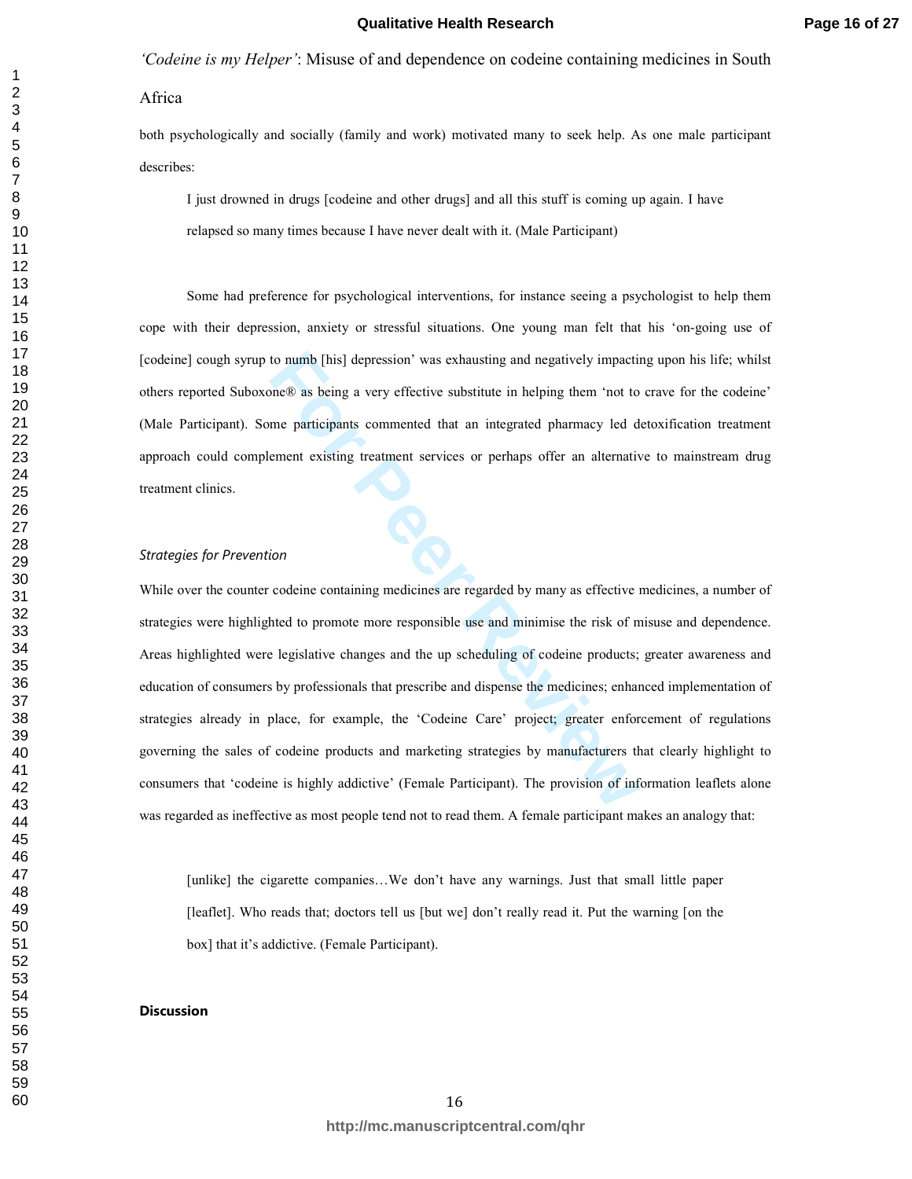both psychologically and socially (family and work) motivated many to seek help. As one male participant describes:

> I just drowned in drugs [codeine and other drugs] and all this stuff is coming up again. I have relapsed so many times because I have never dealt with it. (Male Participant)

Some had preference for psychological interventions, for instance seeing a psychologist to help them cope with their depression, anxiety or stressful situations. One young man felt that his 'on-going use of [codeine] cough syrup to numb [his] depression' was exhausting and negatively impacting upon his life; whilst others reported Suboxone® as being a very effective substitute in helping them 'not to crave for the codeine' (Male Participant). Some participants commented that an integrated pharmacy led detoxification treatment approach could complement existing treatment services or perhaps offer an alternative to mainstream drug treatment clinics.

*Strategies for Prevention*

While over the counter codeine containing medicines are regarded by many as effective medicines, a number of strategies were highlighted to promote more responsible use and minimise the risk of misuse and dependence. Areas highlighted were legislative changes and the up scheduling of codeine products; greater awareness and education of consumers by professionals that prescribe and dispense the medicines; enhanced implementation of strategies already in place, for example, the 'Codeine Care' project; greater enforcement of regulations governing the sales of codeine products and marketing strategies by manufacturers that clearly highlight to consumers that 'codeine is highly addictive' (Female Participant). The provision of information leaflets alone was regarded as ineffective as most people tend not to read them. A female participant makes an analogy that:

> [unlike] the cigarette companies…We don't have any warnings. Just that small little paper [leaflet]. Who reads that; doctors tell us [but we] don't really read it. Put the warning [on the box] that it's addictive. (Female Participant).

**Discussion**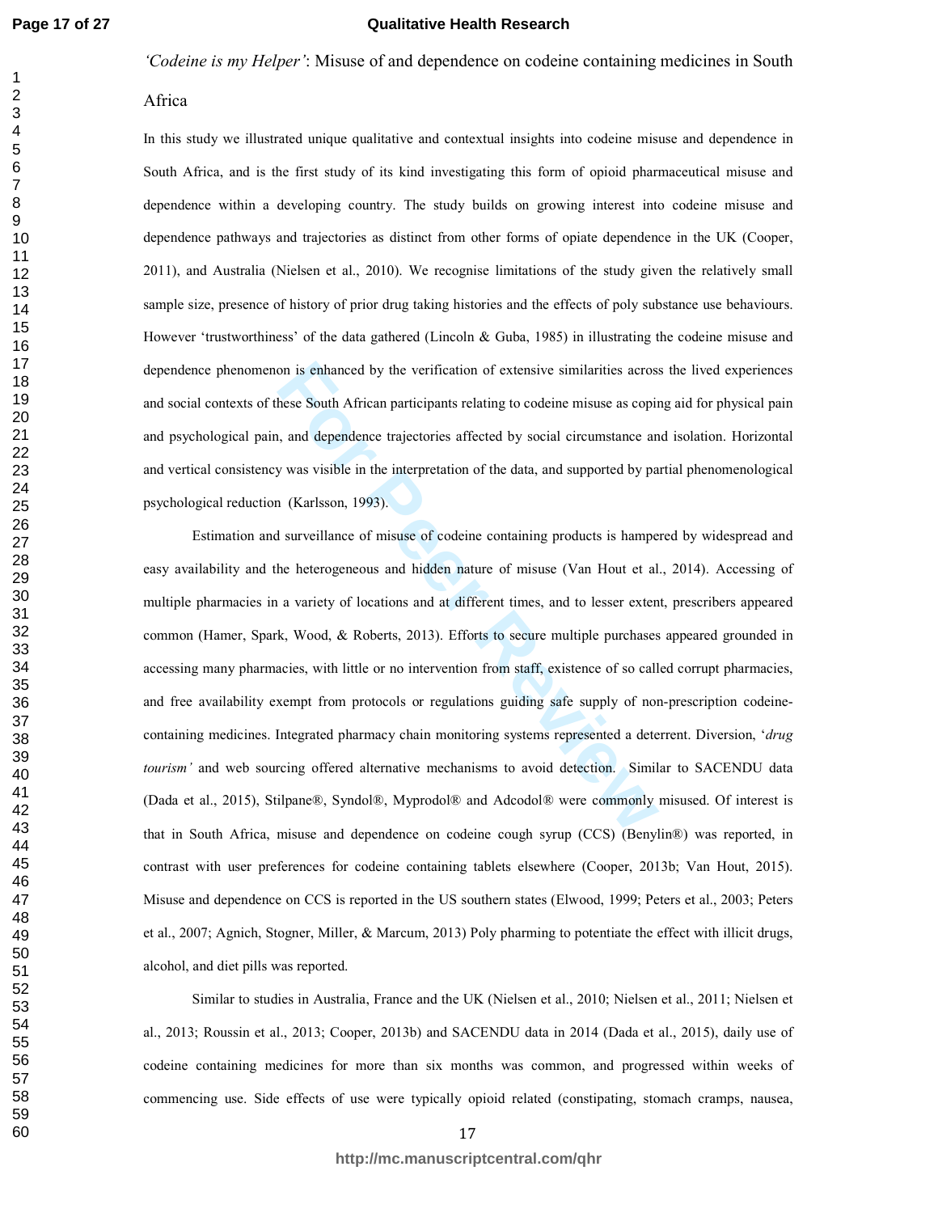*'Codeine is my Helper'*: Misuse of and dependence on codeine containing medicines in South Africa

In this study we illustrated unique qualitative and contextual insights into codeine misuse and dependence in South Africa, and is the first study of its kind investigating this form of opioid pharmaceutical misuse and dependence within a developing country. The study builds on growing interest into codeine misuse and dependence pathways and trajectories as distinct from other forms of opiate dependence in the UK (Cooper, 2011), and Australia (Nielsen et al., 2010). We recognise limitations of the study given the relatively small sample size, presence of history of prior drug taking histories and the effects of poly substance use behaviours. However 'trustworthiness' of the data gathered (Lincoln & Guba, 1985) in illustrating the codeine misuse and dependence phenomenon is enhanced by the verification of extensive similarities across the lived experiences and social contexts of these South African participants relating to codeine misuse as coping aid for physical pain and psychological pain, and dependence trajectories affected by social circumstance and isolation. Horizontal and vertical consistency was visible in the interpretation of the data, and supported by partial phenomenological psychological reduction (Karlsson, 1993).

Estimation and surveillance of misuse of codeine containing products is hampered by widespread and easy availability and the heterogeneous and hidden nature of misuse (Van Hout et al., 2014). Accessing of multiple pharmacies in a variety of locations and at different times, and to lesser extent, prescribers appeared common (Hamer, Spark, Wood, & Roberts, 2013). Efforts to secure multiple purchases appeared grounded in accessing many pharmacies, with little or no intervention from staff, existence of so called corrupt pharmacies, and free availability exempt from protocols or regulations guiding safe supply of non-prescription codeine-containing medicines. Integrated pharmacy chain monitoring systems represented a deterrent. Diversion, '*drug tourism'* and web sourcing offered alternative mechanisms to avoid detection. Similar to SACENDU data (Dada et al., 2015), Stilpane®, Syndol®, Myprodol® and Adcodol® were commonly misused. Of interest is that in South Africa, misuse and dependence on codeine cough syrup (CCS) (Benylin®) was reported, in contrast with user preferences for codeine containing tablets elsewhere (Cooper, 2013b; Van Hout, 2015). Misuse and dependence on CCS is reported in the US southern states (Elwood, 1999; Peters et al., 2003; Peters et al., 2007; Agnich, Stogner, Miller, & Marcum, 2013) Poly pharming to potentiate the effect with illicit drugs, alcohol, and diet pills was reported.

Similar to studies in Australia, France and the UK (Nielsen et al., 2010; Nielsen et al., 2011; Nielsen et al., 2013; Roussin et al., 2013; Cooper, 2013b) and SACENDU data in 2014 (Dada et al., 2015), daily use of codeine containing medicines for more than six months was common, and progressed within weeks of commencing use. Side effects of use were typically opioid related (constipating, stomach cramps, nausea,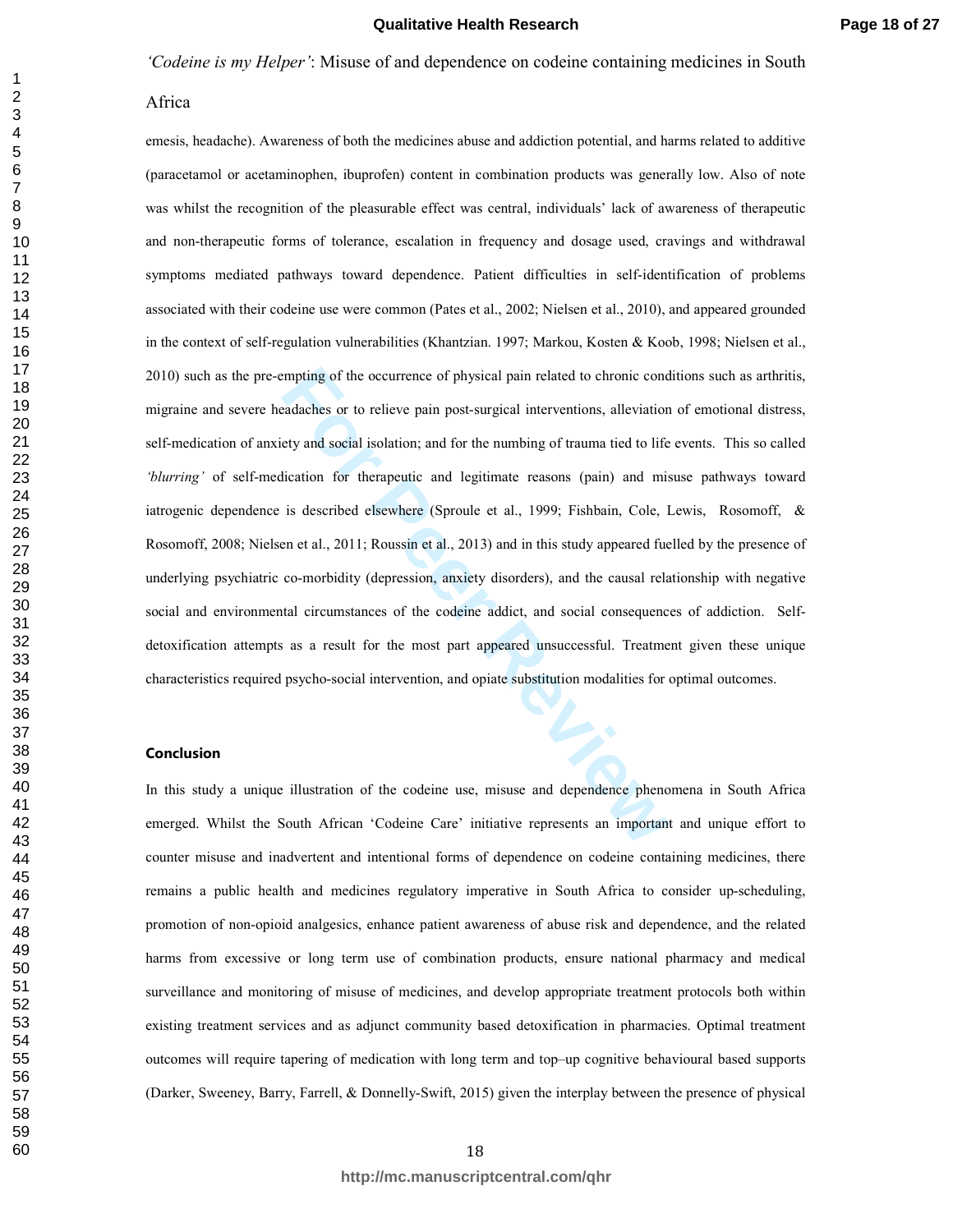emesis, headache). Awareness of both the medicines abuse and addiction potential, and harms related to additive (paracetamol or acetaminophen, ibuprofen) content in combination products was generally low. Also of note was whilst the recognition of the pleasurable effect was central, individuals' lack of awareness of therapeutic and non-therapeutic forms of tolerance, escalation in frequency and dosage used, cravings and withdrawal symptoms mediated pathways toward dependence. Patient difficulties in self-identification of problems associated with their codeine use were common (Pates et al., 2002; Nielsen et al., 2010), and appeared grounded in the context of self-regulation vulnerabilities (Khantzian. 1997; Markou, Kosten & Koob, 1998; Nielsen et al., 2010) such as the pre-empting of the occurrence of physical pain related to chronic conditions such as arthritis, migraine and severe headaches or to relieve pain post-surgical interventions, alleviation of emotional distress, self-medication of anxiety and social isolation; and for the numbing of trauma tied to life events. This so called *'blurring'* of self-medication for therapeutic and legitimate reasons (pain) and misuse pathways toward iatrogenic dependence is described elsewhere (Sproule et al., 1999; Fishbain, Cole, Lewis, Rosomoff, & Rosomoff, 2008; Nielsen et al., 2011; Roussin et al., 2013) and in this study appeared fuelled by the presence of underlying psychiatric co-morbidity (depression, anxiety disorders), and the causal relationship with negative social and environmental circumstances of the codeine addict, and social consequences of addiction. Self-detoxification attempts as a result for the most part appeared unsuccessful. Treatment given these unique characteristics required psycho-social intervention, and opiate substitution modalities for optimal outcomes.

## Conclusion

In this study a unique illustration of the codeine use, misuse and dependence phenomena in South Africa emerged. Whilst the South African 'Codeine Care' initiative represents an important and unique effort to counter misuse and inadvertent and intentional forms of dependence on codeine containing medicines, there remains a public health and medicines regulatory imperative in South Africa to consider up-scheduling, promotion of non-opioid analgesics, enhance patient awareness of abuse risk and dependence, and the related harms from excessive or long term use of combination products, ensure national pharmacy and medical surveillance and monitoring of misuse of medicines, and develop appropriate treatment protocols both within existing treatment services and as adjunct community based detoxification in pharmacies. Optimal treatment outcomes will require tapering of medication with long term and top–up cognitive behavioural based supports (Darker, Sweeney, Barry, Farrell, & Donnelly-Swift, 2015) given the interplay between the presence of physical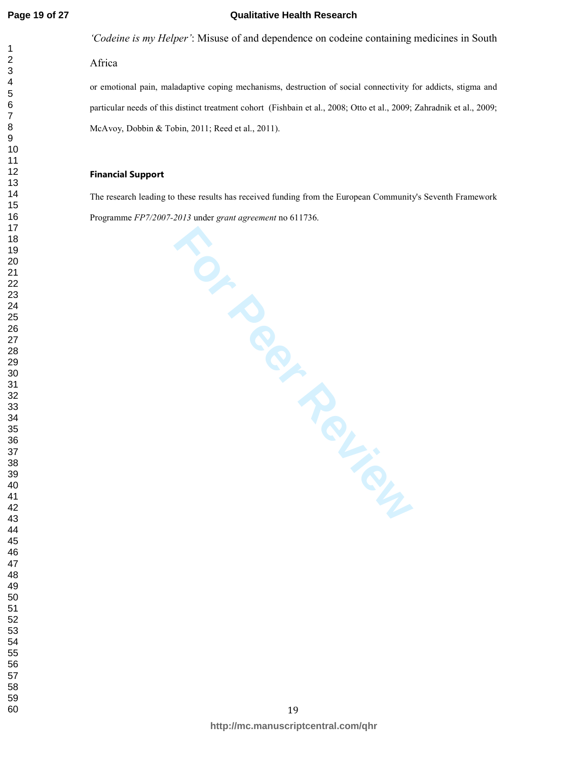or emotional pain, maladaptive coping mechanisms, destruction of social connectivity for addicts, stigma and particular needs of this distinct treatment cohort (Fishbain et al., 2008; Otto et al., 2009; Zahradnik et al., 2009; McAvoy, Dobbin & Tobin, 2011; Reed et al., 2011).

**Financial Support**

The research leading to these results has received funding from the European Community's Seventh Framework Programme *FP7/2007-2013* under *grant agreement* no 611736.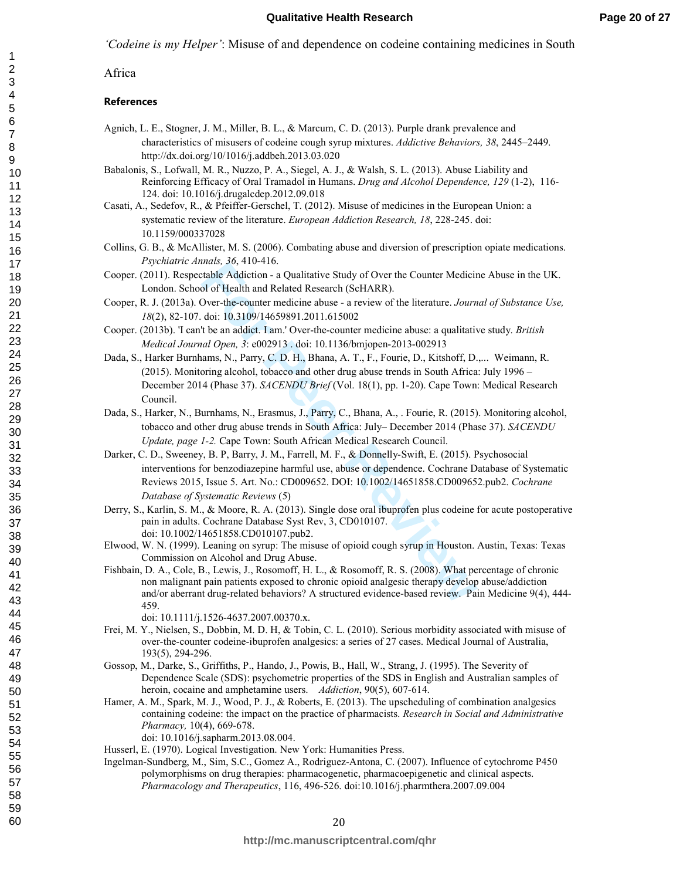*'Codeine is my Helper'*: Misuse of and dependence on codeine containing medicines in South Africa

**References**

Agnich, L. E., Stogner, J. M., Miller, B. L., & Marcum, C. D. (2013). Purple drank prevalence and characteristics of misusers of codeine cough syrup mixtures. *Addictive Behaviors, 38*, 2445–2449. http://dx.doi.org/10/1016/j.addbeh.2013.03.020

Babalonis, S., Lofwall, M. R., Nuzzo, P. A., Siegel, A. J., & Walsh, S. L. (2013). Abuse Liability and Reinforcing Efficacy of Oral Tramadol in Humans. *Drug and Alcohol Dependence, 129* (1-2), 116-124. doi: 10.1016/j.drugalcdep.2012.09.018

Casati, A., Sedefov, R., & Pfeiffer-Gerschel, T. (2012). Misuse of medicines in the European Union: a systematic review of the literature. *European Addiction Research, 18*, 228-245. doi: 10.1159/000337028

Collins, G. B., & McAllister, M. S. (2006). Combating abuse and diversion of prescription opiate medications. *Psychiatric Annals, 36*, 410-416.

Cooper. (2011). Respectable Addiction - a Qualitative Study of Over the Counter Medicine Abuse in the UK. London. School of Health and Related Research (ScHARR).

Cooper, R. J. (2013a). Over-the-counter medicine abuse - a review of the literature. *Journal of Substance Use, 18*(2), 82-107. doi: 10.3109/14659891.2011.615002

Cooper. (2013b). 'I can't be an addict. I am.' Over-the-counter medicine abuse: a qualitative study. *British Medical Journal Open, 3*: e002913 doi: 10.1136/bmjopen-2013-002913

Dada, S., Harker Burnhams, N., Parry, C. D. H., Bhana, A. T. F., Fourie, D., Kitshoff, D.,... Weimann, R. (2015). Monitoring alcohol, tobacco and other drug abuse trends in South Africa: July 1996 – December 2014 (Phase 37). *SACENDU Brief* (Vol. 18(1), pp. 1-20). Cape Town: Medical Research Council.

Dada, S., Harker, N., Burnhams, N., Erasmus, J., Parry, C., Bhana, A., . Fourie, R. (2015). Monitoring alcohol, tobacco and other drug abuse trends in South Africa: July– December 2014 (Phase 37). *SACENDU Update, page 1-2.* Cape Town: South African Medical Research Council.

Darker, C. D., Sweeney, B. P, Barry, J. M., Farrell, M. F., & Donnelly-Swift, E. (2015). Psychosocial interventions for benzodiazepine harmful use, abuse or dependence. Cochrane Database of Systematic Reviews 2015, Issue 5. Art. No.: CD009652. DOI: 10.1002/14651858.CD009652.pub2. *Cochrane Database of Systematic Reviews* (5)

Derry, S., Karlin, S. M., & Moore, R. A. (2013). Single dose oral ibuprofen plus codeine for acute postoperative pain in adults. Cochrane Database Syst Rev, 3, CD010107. doi: 10.1002/14651858.CD010107.pub2.

Elwood, W. N. (1999). Leaning on syrup: The misuse of opioid cough syrup in Houston. Austin, Texas: Texas Commission on Alcohol and Drug Abuse.

Fishbain, D. A., Cole, B., Lewis, J., Rosomoff, H. L., & Rosomoff, R. S. (2008). What percentage of chronic non malignant pain patients exposed to chronic opioid analgesic therapy develop abuse/addiction and/or aberrant drug-related behaviors? A structured evidence-based review. Pain Medicine 9(4), 444-459. doi: 10.1111/j.1526-4637.2007.00370.x.

Frei, M. Y., Nielsen, S., Dobbin, M. D. H, & Tobin, C. L. (2010). Serious morbidity associated with misuse of over-the-counter codeine-ibuprofen analgesics: a series of 27 cases. Medical Journal of Australia, 193(5), 294-296.

Gossop, M., Darke, S., Griffiths, P., Hando, J., Powis, B., Hall, W., Strang, J. (1995). The Severity of Dependence Scale (SDS): psychometric properties of the SDS in English and Australian samples of heroin, cocaine and amphetamine users. *Addiction*, 90(5), 607-614.

Hamer, A. M., Spark, M. J., Wood, P. J., & Roberts, E. (2013). The upscheduling of combination analgesics containing codeine: the impact on the practice of pharmacists. *Research in Social and Administrative Pharmacy,* 10(4), 669-678. doi: 10.1016/j.sapharm.2013.08.004.

Husserl, E. (1970). Logical Investigation. New York: Humanities Press.

Ingelman-Sundberg, M., Sim, S.C., Gomez A., Rodriguez-Antona, C. (2007). Influence of cytochrome P450 polymorphisms on drug therapies: pharmacogenetic, pharmacoepigenetic and clinical aspects. *Pharmacology and Therapeutics*, 116, 496-526. doi:10.1016/j.pharmthera.2007.09.004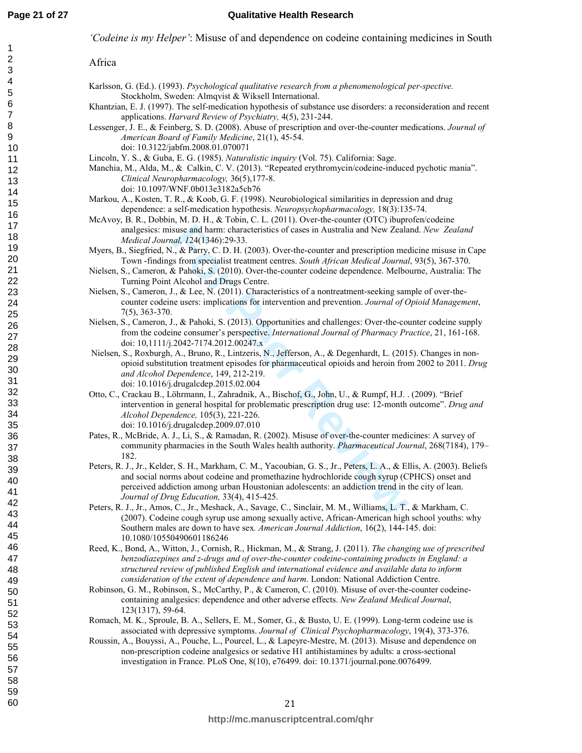*'Codeine is my Helper'*: Misuse of and dependence on codeine containing medicines in South Africa

Karlsson, G. (Ed.). (1993). *Psychological qualitative research from a phenomenological per-spective.* Stockholm, Sweden: Almqvist & Wiksell International.

Khantzian, E. J. (1997). The self-medication hypothesis of substance use disorders: a reconsideration and recent applications. *Harvard Review of Psychiatry,* 4(5), 231-244.

Lessenger, J. E., & Feinberg, S. D. (2008). Abuse of prescription and over-the-counter medications. *Journal of American Board of Family Medicine*, 21(1), 45-54. doi: 10.3122/jabfm.2008.01.070071

Lincoln, Y. S., & Guba, E. G. (1985). *Naturalistic inquiry* (Vol. 75). California: Sage.

Manchia, M., Alda, M., & Calkin, C. V. (2013). "Repeated erythromycin/codeine-induced pychotic mania". *Clinical Neuropharmacology,* 36(5),177-8. doi: 10.1097/WNF.0b013e3182a5cb76

Markou, A., Kosten, T. R., & Koob, G. F. (1998). Neurobiological similarities in depression and drug dependence: a self-medication hypothesis. *Neuropsychopharmacology,* 18(3):135-74.

McAvoy, B. R., Dobbin, M. D. H., & Tobin, C. L. (2011). Over-the-counter (OTC) ibuprofen/codeine analgesics: misuse and harm: characteristics of cases in Australia and New Zealand. *New Zealand Medical Journal, 1*24(1346):29-33.

Myers, B., Siegfried, N., & Parry, C. D. H. (2003). Over-the-counter and prescription medicine misuse in Cape Town -findings from specialist treatment centres. *South African Medical Journal*, 93(5), 367-370.

Nielsen, S., Cameron, & Pahoki, S. (2010). Over-the-counter codeine dependence. Melbourne, Australia: The Turning Point Alcohol and Drugs Centre.

Nielsen, S., Cameron, J., & Lee, N. (2011). Characteristics of a nontreatment-seeking sample of over-the-counter codeine users: implications for intervention and prevention. *Journal of Opioid Management*, 7(5), 363-370.

Nielsen, S., Cameron, J., & Pahoki, S. (2013). Opportunities and challenges: Over-the-counter codeine supply from the codeine consumer's perspective. *International Journal of Pharmacy Practice*, 21, 161-168. doi: 10,1111/j.2042-7174.2012.00247.x

Nielsen, S., Roxburgh, A., Bruno, R., Lintzeris, N., Jefferson, A., & Degenhardt, L. (2015). Changes in non-opioid substitution treatment episodes for pharmaceutical opioids and heroin from 2002 to 2011. *Drug and Alcohol Dependence*, 149, 212-219. doi: 10.1016/j.drugalcdep.2015.02.004

Otto, C., Crackau B., Löhrmann, I., Zahradnik, A., Bischof, G., John, U., & Rumpf, H.J. . (2009). "Brief intervention in general hospital for problematic prescription drug use: 12-month outcome". *Drug and Alcohol Dependence,* 105(3), 221-226. doi: 10.1016/j.drugalcdep.2009.07.010

Pates, R., McBride, A. J., Li, S., & Ramadan, R. (2002). Misuse of over-the-counter medicines: A survey of community pharmacies in the South Wales health authority. *Pharmaceutical Journal*, 268(7184), 179–182.

Peters, R. J., Jr., Kelder, S. H., Markham, C. M., Yacoubian, G. S., Jr., Peters, L. A., & Ellis, A. (2003). Beliefs and social norms about codeine and promethazine hydrochloride cough syrup (CPHCS) onset and perceived addiction among urban Houstonian adolescents: an addiction trend in the city of lean. *Journal of Drug Education,* 33(4), 415-425.

Peters, R. J., Jr., Amos, C., Jr., Meshack, A., Savage, C., Sinclair, M. M., Williams, L. T., & Markham, C. (2007). Codeine cough syrup use among sexually active, African-American high school youths: why Southern males are down to have sex*. American Journal Addiction*, 16(2), 144-145. doi: 10.1080/10550490601186246

Reed, K., Bond, A., Witton, J., Cornish, R., Hickman, M., & Strang, J. (2011). *The changing use of prescribed benzodiazepines and z-drugs and of over-the-counter codeine-containing products in England: a structured review of published English and international evidence and available data to inform consideration of the extent of dependence and harm*. London: National Addiction Centre.

Robinson, G. M., Robinson, S., McCarthy, P., & Cameron, C. (2010). Misuse of over-the-counter codeine-containing analgesics: dependence and other adverse effects. *New Zealand Medical Journal*, 123(1317), 59-64.

Romach, M. K., Sproule, B. A., Sellers, E. M., Somer, G., & Busto, U. E. (1999). Long-term codeine use is associated with depressive symptoms. *Journal of Clinical Psychopharmacology*, 19(4), 373-376.

Roussin, A., Bouyssi, A., Pouche, L., Pourcel, L., & Lapeyre-Mestre, M. (2013). Misuse and dependence on non-prescription codeine analgesics or sedative H1 antihistamines by adults: a cross-sectional investigation in France. PLoS One, 8(10), e76499. doi: 10.1371/journal.pone.0076499.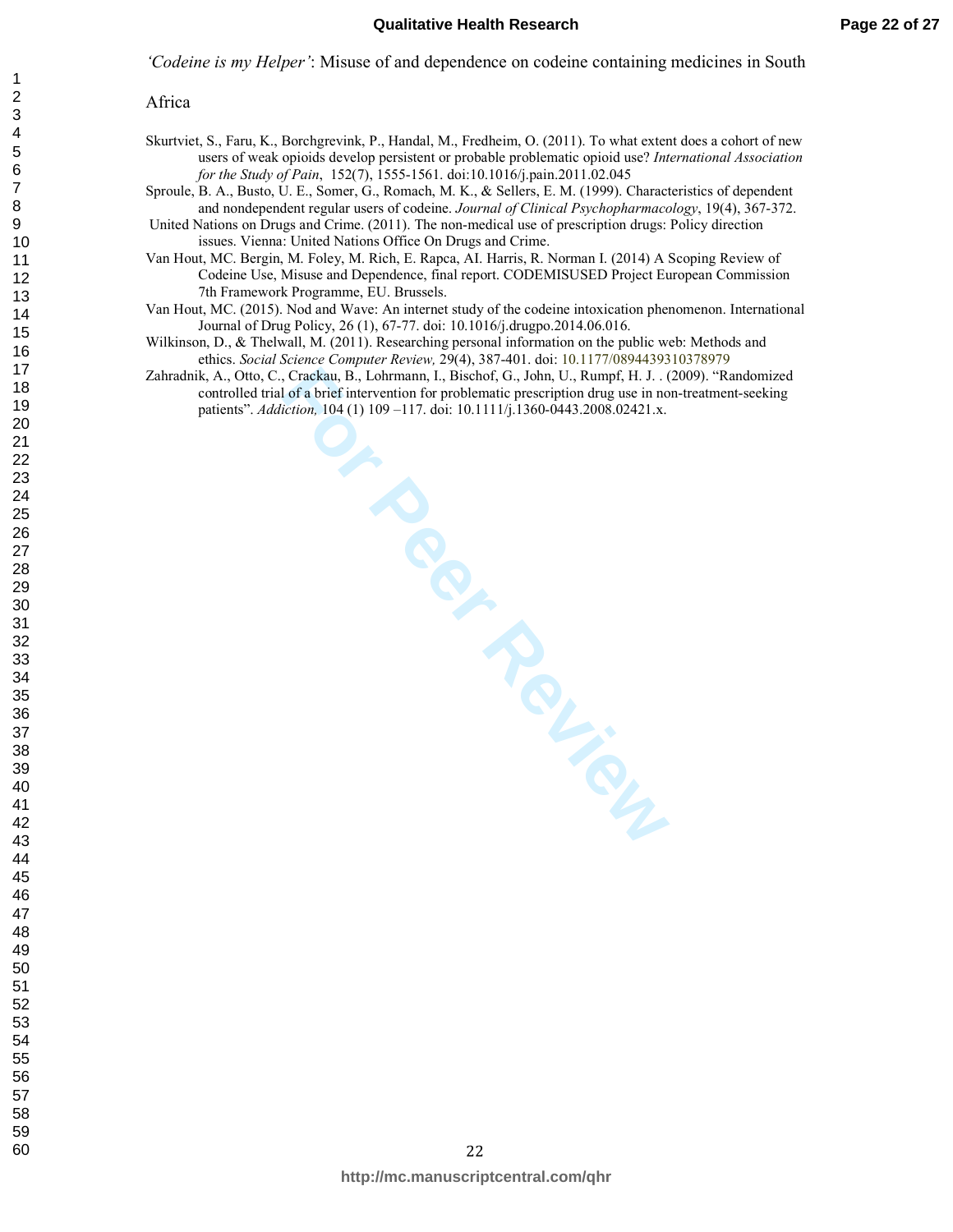*'Codeine is my Helper'*: Misuse of and dependence on codeine containing medicines in South Africa

Skurtviet, S., Faru, K., Borchgrevink, P., Handal, M., Fredheim, O. (2011). To what extent does a cohort of new users of weak opioids develop persistent or probable problematic opioid use? *International Association for the Study of Pain*, 152(7), 1555-1561. doi:10.1016/j.pain.2011.02.045

Sproule, B. A., Busto, U. E., Somer, G., Romach, M. K., & Sellers, E. M. (1999). Characteristics of dependent and nondependent regular users of codeine. *Journal of Clinical Psychopharmacology*, 19(4), 367-372.

United Nations on Drugs and Crime. (2011). The non-medical use of prescription drugs: Policy direction issues. Vienna: United Nations Office On Drugs and Crime.

Van Hout, MC. Bergin, M. Foley, M. Rich, E. Rapca, AI. Harris, R. Norman I. (2014) A Scoping Review of Codeine Use, Misuse and Dependence, final report. CODEMISUSED Project European Commission 7th Framework Programme, EU. Brussels.

Van Hout, MC. (2015). Nod and Wave: An internet study of the codeine intoxication phenomenon. International Journal of Drug Policy, 26 (1), 67-77. doi: 10.1016/j.drugpo.2014.06.016.

Wilkinson, D., & Thelwall, M. (2011). Researching personal information on the public web: Methods and ethics. *Social Science Computer Review,* 29(4), 387-401. doi: 10.1177/0894439310378979

Zahradnik, A., Otto, C., Crackau, B., Lohrmann, I., Bischof, G., John, U., Rumpf, H. J. . (2009). "Randomized controlled trial of a brief intervention for problematic prescription drug use in non-treatment-seeking patients". *Addiction,* 104 (1) 109 –117. doi: 10.1111/j.1360-0443.2008.02421.x.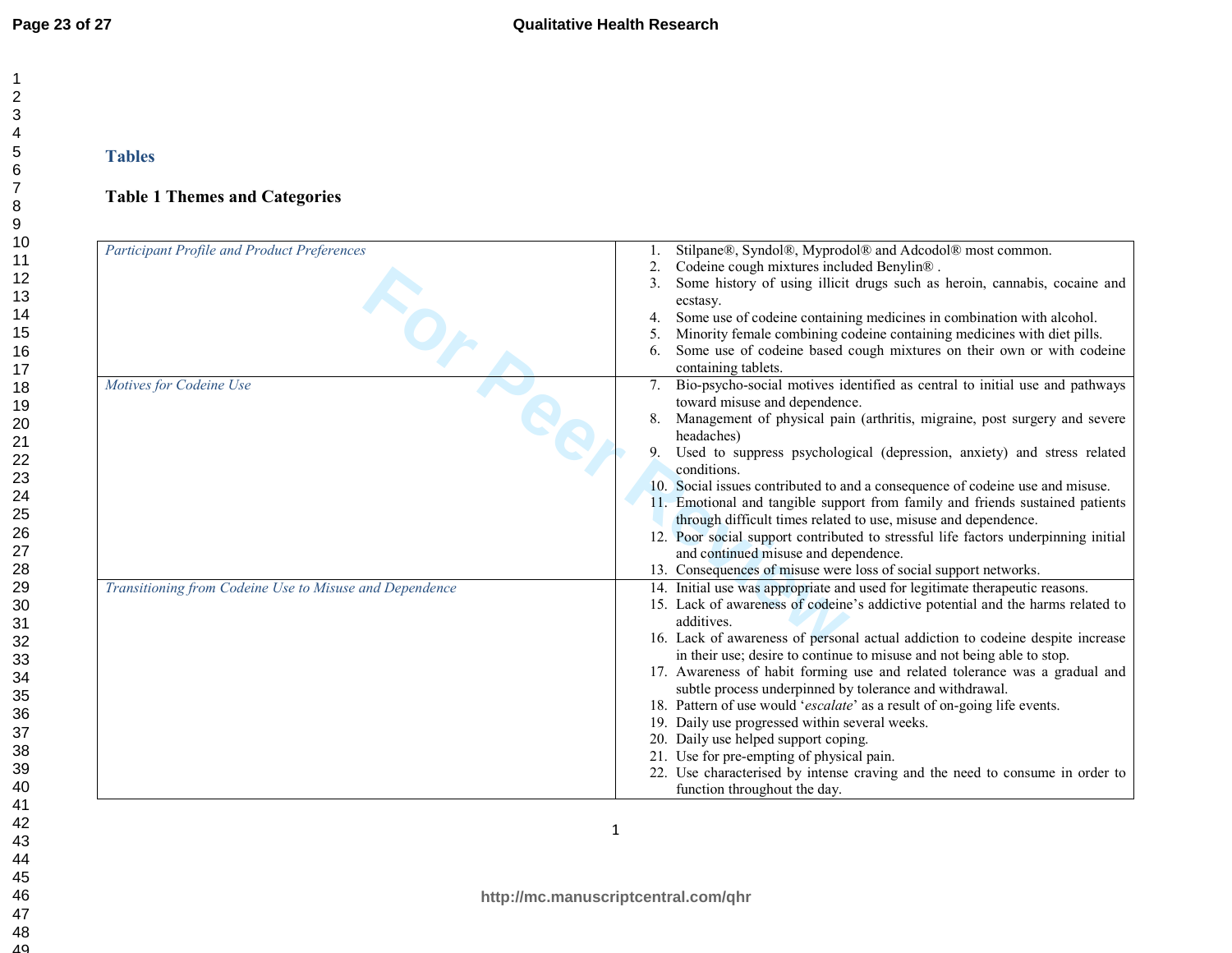## Tables

### Table 1 Themes and Categories

| Theme | Categories |
|---|---|
| *Participant Profile and Product Preferences* | 1. Stilpane®, Syndol®, Myprodol® and Adcodol® most common.<br>2. Codeine cough mixtures included Benylin® .<br>3. Some history of using illicit drugs such as heroin, cannabis, cocaine and ecstasy.<br>4. Some use of codeine containing medicines in combination with alcohol.<br>5. Minority female combining codeine containing medicines with diet pills.<br>6. Some use of codeine based cough mixtures on their own or with codeine containing tablets. |
| *Motives for Codeine Use* | 7. Bio-psycho-social motives identified as central to initial use and pathways toward misuse and dependence.<br>8. Management of physical pain (arthritis, migraine, post surgery and severe headaches)<br>9. Used to suppress psychological (depression, anxiety) and stress related conditions.<br>10. Social issues contributed to and a consequence of codeine use and misuse.<br>11. Emotional and tangible support from family and friends sustained patients through difficult times related to use, misuse and dependence.<br>12. Poor social support contributed to stressful life factors underpinning initial and continued misuse and dependence.<br>13. Consequences of misuse were loss of social support networks. |
| *Transitioning from Codeine Use to Misuse and Dependence* | 14. Initial use was appropriate and used for legitimate therapeutic reasons.<br>15. Lack of awareness of codeine's addictive potential and the harms related to additives.<br>16. Lack of awareness of personal actual addiction to codeine despite increase in their use; desire to continue to misuse and not being able to stop.<br>17. Awareness of habit forming use and related tolerance was a gradual and subtle process underpinned by tolerance and withdrawal.<br>18. Pattern of use would '*escalate*' as a result of on-going life events.<br>19. Daily use progressed within several weeks.<br>20. Daily use helped support coping.<br>21. Use for pre-empting of physical pain.<br>22. Use characterised by intense craving and the need to consume in order to function throughout the day. |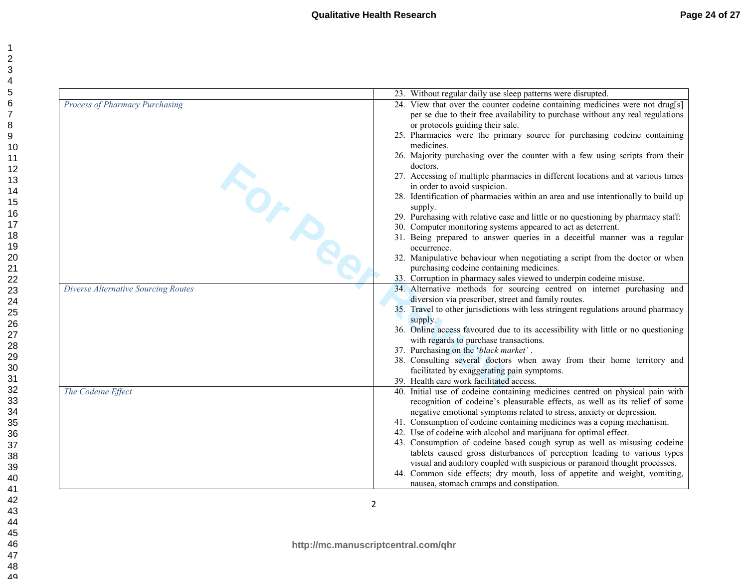| | |
|---|---|
| | 23. Without regular daily use sleep patterns were disrupted. |
| *Process of Pharmacy Purchasing* | 24. View that over the counter codeine containing medicines were not drug[s] per se due to their free availability to purchase without any real regulations or protocols guiding their sale.<br>25. Pharmacies were the primary source for purchasing codeine containing medicines.<br>26. Majority purchasing over the counter with a few using scripts from their doctors.<br>27. Accessing of multiple pharmacies in different locations and at various times in order to avoid suspicion.<br>28. Identification of pharmacies within an area and use intentionally to build up supply.<br>29. Purchasing with relative ease and little or no questioning by pharmacy staff:<br>30. Computer monitoring systems appeared to act as deterrent.<br>31. Being prepared to answer queries in a deceitful manner was a regular occurrence.<br>32. Manipulative behaviour when negotiating a script from the doctor or when purchasing codeine containing medicines.<br>33. Corruption in pharmacy sales viewed to underpin codeine misuse. |
| *Diverse Alternative Sourcing Routes* | 34. Alternative methods for sourcing centred on internet purchasing and diversion via prescriber, street and family routes.<br>35. Travel to other jurisdictions with less stringent regulations around pharmacy supply.<br>36. Online access favoured due to its accessibility with little or no questioning with regards to purchase transactions.<br>37. Purchasing on the '*black market'* .<br>38. Consulting several doctors when away from their home territory and facilitated by exaggerating pain symptoms.<br>39. Health care work facilitated access. |
| *The Codeine Effect* | 40. Initial use of codeine containing medicines centred on physical pain with recognition of codeine's pleasurable effects, as well as its relief of some negative emotional symptoms related to stress, anxiety or depression.<br>41. Consumption of codeine containing medicines was a coping mechanism.<br>42. Use of codeine with alcohol and marijuana for optimal effect.<br>43. Consumption of codeine based cough syrup as well as misusing codeine tablets caused gross disturbances of perception leading to various types visual and auditory coupled with suspicious or paranoid thought processes.<br>44. Common side effects; dry mouth, loss of appetite and weight, vomiting, nausea, stomach cramps and constipation. |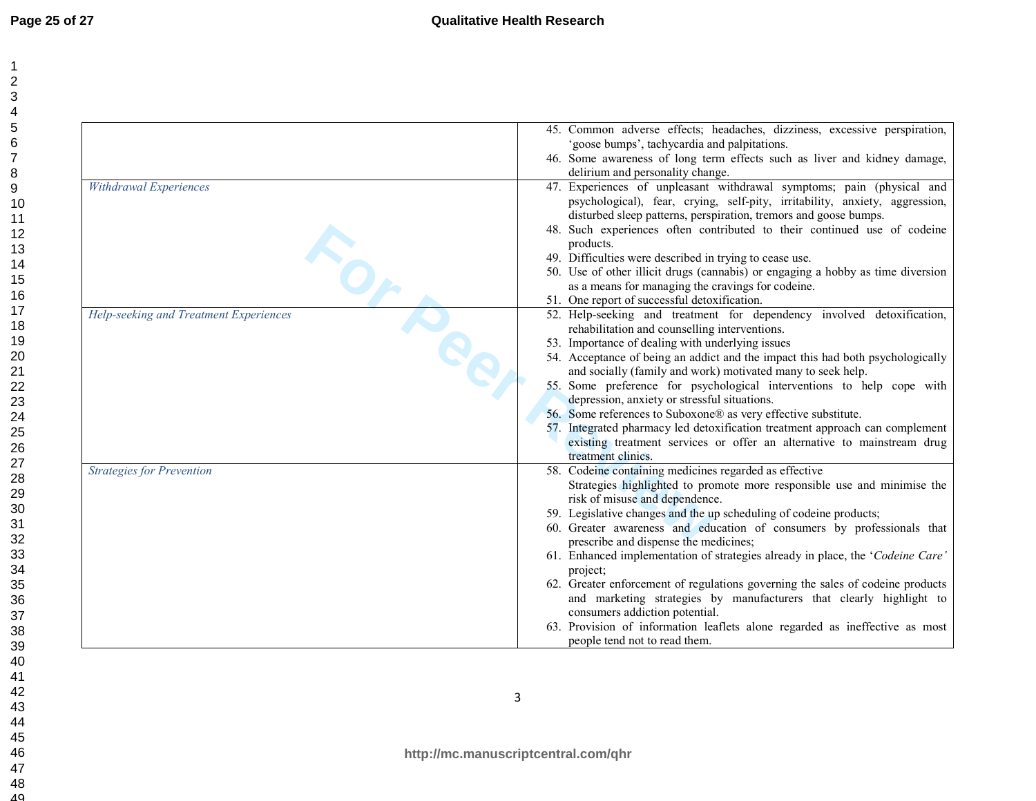| | |
|---|---|
| | 45. Common adverse effects; headaches, dizziness, excessive perspiration, ‘goose bumps’, tachycardia and palpitations.<br>46. Some awareness of long term effects such as liver and kidney damage, delirium and personality change. |
| *Withdrawal Experiences* | 47. Experiences of unpleasant withdrawal symptoms; pain (physical and psychological), fear, crying, self-pity, irritability, anxiety, aggression, disturbed sleep patterns, perspiration, tremors and goose bumps.<br>48. Such experiences often contributed to their continued use of codeine products.<br>49. Difficulties were described in trying to cease use.<br>50. Use of other illicit drugs (cannabis) or engaging a hobby as time diversion as a means for managing the cravings for codeine.<br>51. One report of successful detoxification. |
| *Help-seeking and Treatment Experiences* | 52. Help-seeking and treatment for dependency involved detoxification, rehabilitation and counselling interventions.<br>53. Importance of dealing with underlying issues<br>54. Acceptance of being an addict and the impact this had both psychologically and socially (family and work) motivated many to seek help.<br>55. Some preference for psychological interventions to help cope with depression, anxiety or stressful situations.<br>56. Some references to Suboxone® as very effective substitute.<br>57. Integrated pharmacy led detoxification treatment approach can complement existing treatment services or offer an alternative to mainstream drug treatment clinics. |
| *Strategies for Prevention* | 58. Codeine containing medicines regarded as effective<br>Strategies highlighted to promote more responsible use and minimise the risk of misuse and dependence.<br>59. Legislative changes and the up scheduling of codeine products;<br>60. Greater awareness and education of consumers by professionals that prescribe and dispense the medicines;<br>61. Enhanced implementation of strategies already in place, the ‘*Codeine Care’* project;<br>62. Greater enforcement of regulations governing the sales of codeine products and marketing strategies by manufacturers that clearly highlight to consumers addiction potential.<br>63. Provision of information leaflets alone regarded as ineffective as most people tend not to read them. |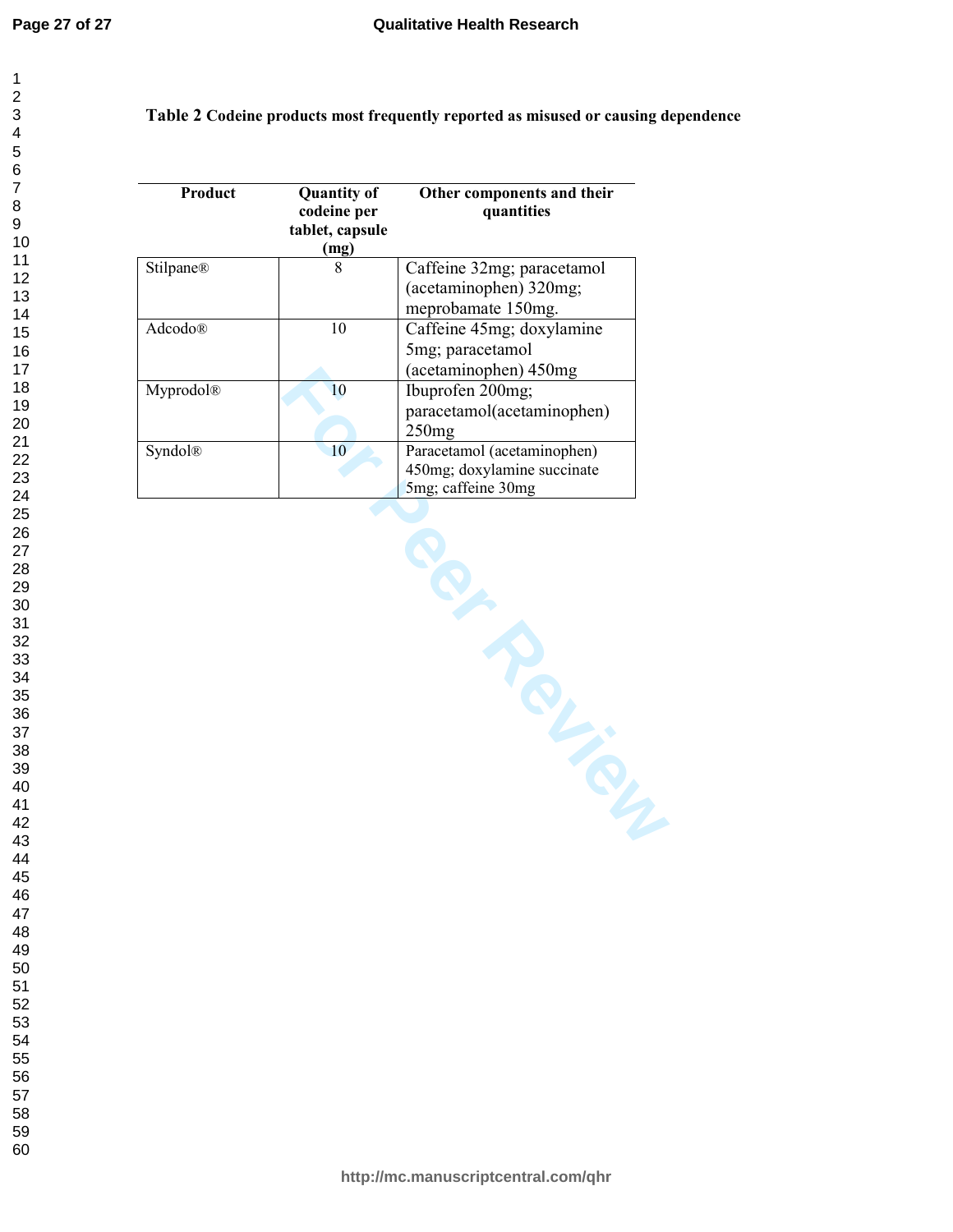**Table 2** **Codeine products most frequently reported as misused or causing dependence**

| Product | Quantity of codeine per tablet, capsule (mg) | Other components and their quantities |
|---|---|---|
| Stilpane® | 8 | Caffeine 32mg; paracetamol (acetaminophen) 320mg; meprobamate 150mg. |
| Adcodo® | 10 | Caffeine 45mg; doxylamine 5mg; paracetamol (acetaminophen) 450mg |
| Myprodol® | 10 | Ibuprofen 200mg; paracetamol(acetaminophen) 250mg |
| Syndol® | 10 | Paracetamol (acetaminophen) 450mg; doxylamine succinate 5mg; caffeine 30mg |